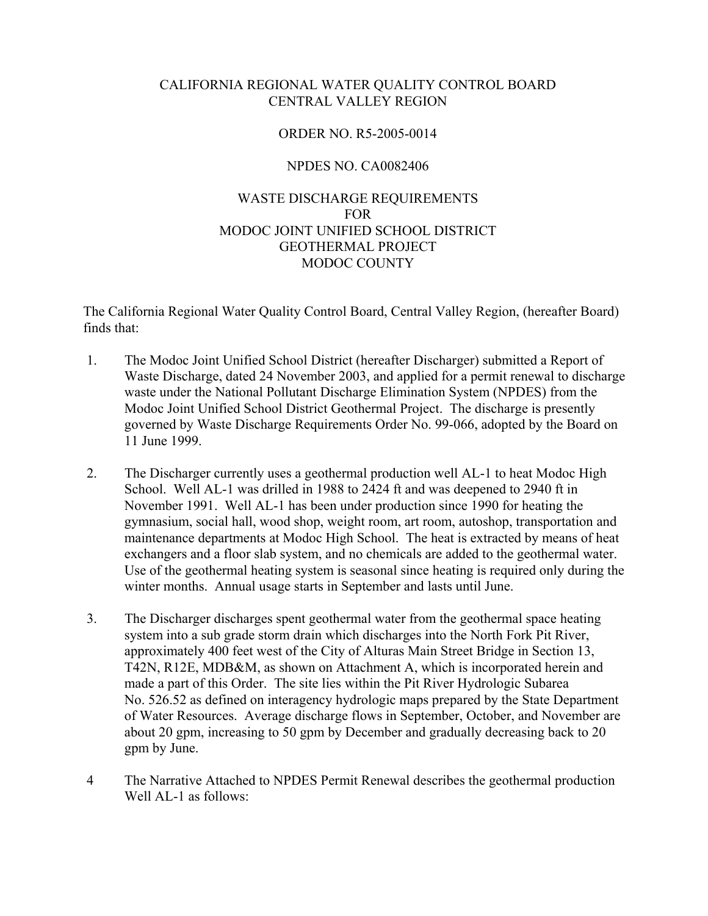CALIFORNIA REGIONAL WATER QUALITY CONTROL BOARD
CENTRAL VALLEY REGION

ORDER NO. R5-2005-0014

NPDES NO. CA0082406

WASTE DISCHARGE REQUIREMENTS
FOR
MODOC JOINT UNIFIED SCHOOL DISTRICT
GEOTHERMAL PROJECT
MODOC COUNTY

The California Regional Water Quality Control Board, Central Valley Region, (hereafter Board) finds that:

1. The Modoc Joint Unified School District (hereafter Discharger) submitted a Report of Waste Discharge, dated 24 November 2003, and applied for a permit renewal to discharge waste under the National Pollutant Discharge Elimination System (NPDES) from the Modoc Joint Unified School District Geothermal Project. The discharge is presently governed by Waste Discharge Requirements Order No. 99-066, adopted by the Board on 11 June 1999.

2. The Discharger currently uses a geothermal production well AL-1 to heat Modoc High School. Well AL-1 was drilled in 1988 to 2424 ft and was deepened to 2940 ft in November 1991. Well AL-1 has been under production since 1990 for heating the gymnasium, social hall, wood shop, weight room, art room, autoshop, transportation and maintenance departments at Modoc High School. The heat is extracted by means of heat exchangers and a floor slab system, and no chemicals are added to the geothermal water. Use of the geothermal heating system is seasonal since heating is required only during the winter months. Annual usage starts in September and lasts until June.

3. The Discharger discharges spent geothermal water from the geothermal space heating system into a sub grade storm drain which discharges into the North Fork Pit River, approximately 400 feet west of the City of Alturas Main Street Bridge in Section 13, T42N, R12E, MDB&M, as shown on Attachment A, which is incorporated herein and made a part of this Order. The site lies within the Pit River Hydrologic Subarea No. 526.52 as defined on interagency hydrologic maps prepared by the State Department of Water Resources. Average discharge flows in September, October, and November are about 20 gpm, increasing to 50 gpm by December and gradually decreasing back to 20 gpm by June.

4 The Narrative Attached to NPDES Permit Renewal describes the geothermal production Well AL-1 as follows: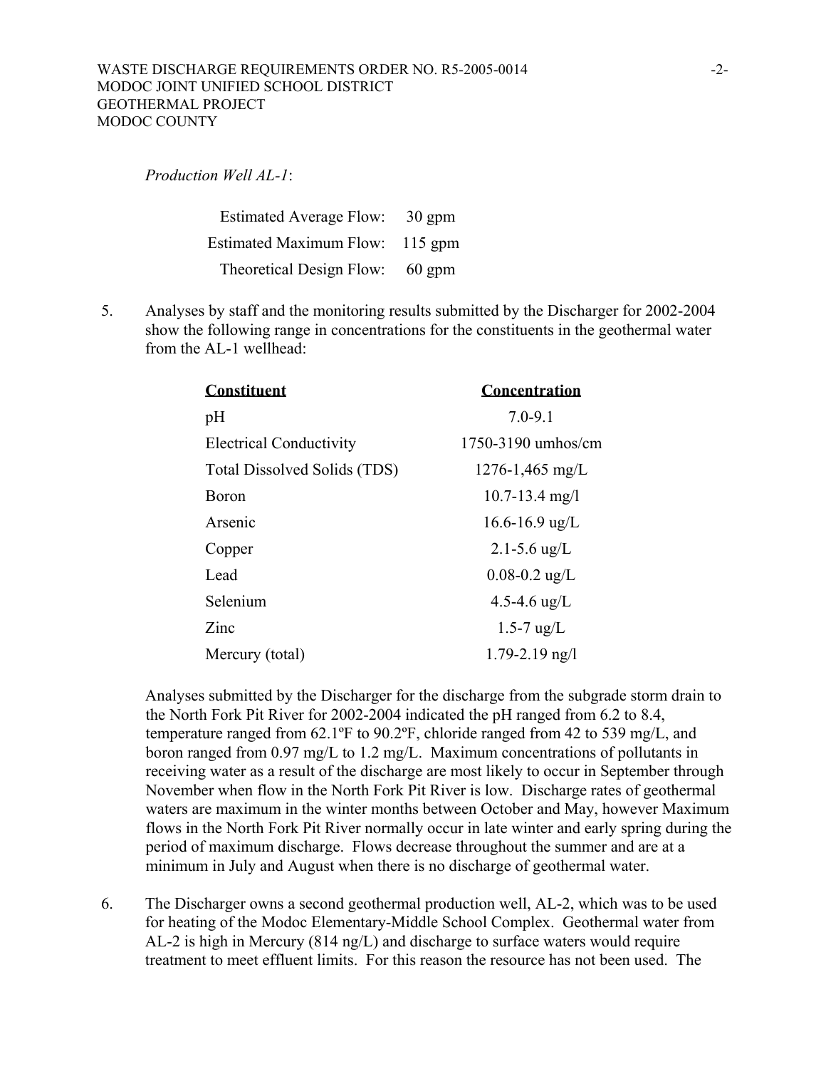*Production Well AL-1*:

| | |
|---|---|
| Estimated Average Flow: | 30 gpm |
| Estimated Maximum Flow: | 115 gpm |
| Theoretical Design Flow: | 60 gpm |

5. Analyses by staff and the monitoring results submitted by the Discharger for 2002-2004 show the following range in concentrations for the constituents in the geothermal water from the AL-1 wellhead:

| Constituent | Concentration |
|---|---|
| pH | 7.0-9.1 |
| Electrical Conductivity | 1750-3190 umhos/cm |
| Total Dissolved Solids (TDS) | 1276-1,465 mg/L |
| Boron | 10.7-13.4 mg/l |
| Arsenic | 16.6-16.9 ug/L |
| Copper | 2.1-5.6 ug/L |
| Lead | 0.08-0.2 ug/L |
| Selenium | 4.5-4.6 ug/L |
| Zinc | 1.5-7 ug/L |
| Mercury (total) | 1.79-2.19 ng/l |

Analyses submitted by the Discharger for the discharge from the subgrade storm drain to the North Fork Pit River for 2002-2004 indicated the pH ranged from 6.2 to 8.4, temperature ranged from 62.1ºF to 90.2ºF, chloride ranged from 42 to 539 mg/L, and boron ranged from 0.97 mg/L to 1.2 mg/L. Maximum concentrations of pollutants in receiving water as a result of the discharge are most likely to occur in September through November when flow in the North Fork Pit River is low. Discharge rates of geothermal waters are maximum in the winter months between October and May, however Maximum flows in the North Fork Pit River normally occur in late winter and early spring during the period of maximum discharge. Flows decrease throughout the summer and are at a minimum in July and August when there is no discharge of geothermal water.

6. The Discharger owns a second geothermal production well, AL-2, which was to be used for heating of the Modoc Elementary-Middle School Complex. Geothermal water from AL-2 is high in Mercury (814 ng/L) and discharge to surface waters would require treatment to meet effluent limits. For this reason the resource has not been used. The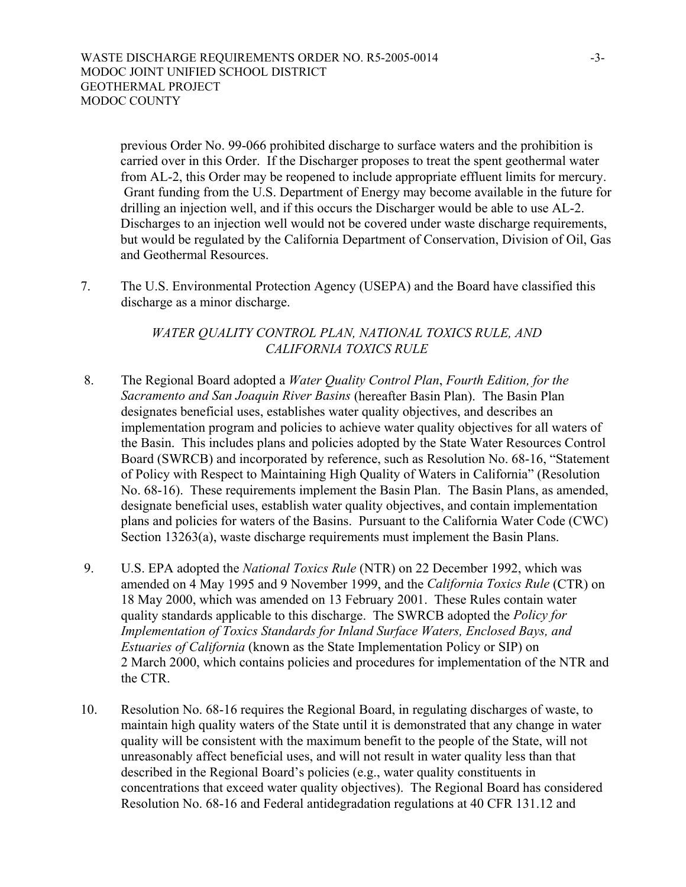previous Order No. 99-066 prohibited discharge to surface waters and the prohibition is carried over in this Order. If the Discharger proposes to treat the spent geothermal water from AL-2, this Order may be reopened to include appropriate effluent limits for mercury. Grant funding from the U.S. Department of Energy may become available in the future for drilling an injection well, and if this occurs the Discharger would be able to use AL-2. Discharges to an injection well would not be covered under waste discharge requirements, but would be regulated by the California Department of Conservation, Division of Oil, Gas and Geothermal Resources.

7. The U.S. Environmental Protection Agency (USEPA) and the Board have classified this discharge as a minor discharge.

*WATER QUALITY CONTROL PLAN, NATIONAL TOXICS RULE, AND CALIFORNIA TOXICS RULE*

8. The Regional Board adopted a *Water Quality Control Plan*, *Fourth Edition, for the Sacramento and San Joaquin River Basins* (hereafter Basin Plan). The Basin Plan designates beneficial uses, establishes water quality objectives, and describes an implementation program and policies to achieve water quality objectives for all waters of the Basin. This includes plans and policies adopted by the State Water Resources Control Board (SWRCB) and incorporated by reference, such as Resolution No. 68-16, "Statement of Policy with Respect to Maintaining High Quality of Waters in California" (Resolution No. 68-16). These requirements implement the Basin Plan. The Basin Plans, as amended, designate beneficial uses, establish water quality objectives, and contain implementation plans and policies for waters of the Basins. Pursuant to the California Water Code (CWC) Section 13263(a), waste discharge requirements must implement the Basin Plans.

9. U.S. EPA adopted the *National Toxics Rule* (NTR) on 22 December 1992, which was amended on 4 May 1995 and 9 November 1999, and the *California Toxics Rule* (CTR) on 18 May 2000, which was amended on 13 February 2001. These Rules contain water quality standards applicable to this discharge. The SWRCB adopted the *Policy for Implementation of Toxics Standards for Inland Surface Waters, Enclosed Bays, and Estuaries of California* (known as the State Implementation Policy or SIP) on 2 March 2000, which contains policies and procedures for implementation of the NTR and the CTR.

10. Resolution No. 68-16 requires the Regional Board, in regulating discharges of waste, to maintain high quality waters of the State until it is demonstrated that any change in water quality will be consistent with the maximum benefit to the people of the State, will not unreasonably affect beneficial uses, and will not result in water quality less than that described in the Regional Board's policies (e.g., water quality constituents in concentrations that exceed water quality objectives). The Regional Board has considered Resolution No. 68-16 and Federal antidegradation regulations at 40 CFR 131.12 and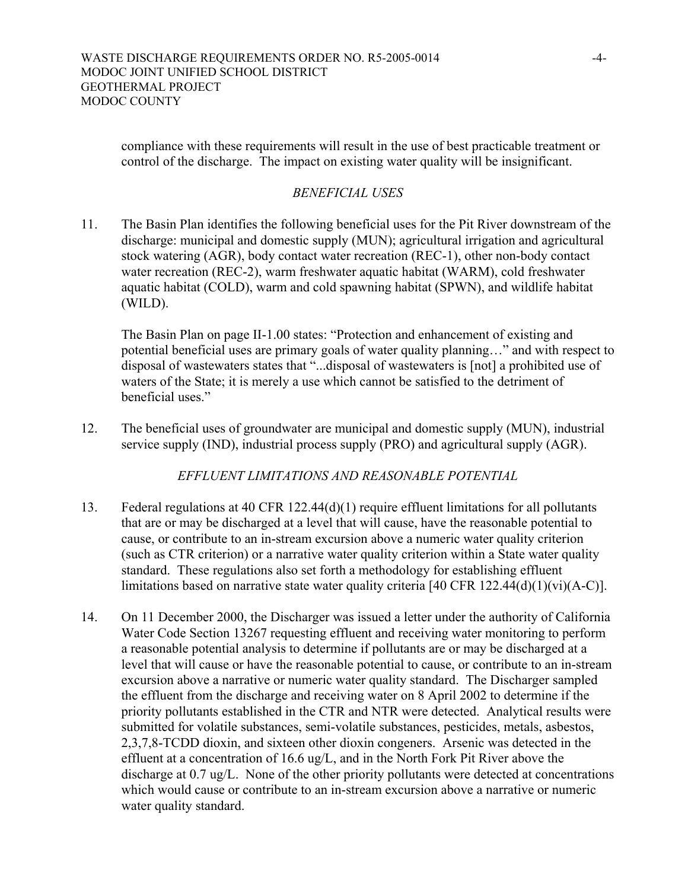compliance with these requirements will result in the use of best practicable treatment or control of the discharge. The impact on existing water quality will be insignificant.

*BENEFICIAL USES*

11. The Basin Plan identifies the following beneficial uses for the Pit River downstream of the discharge: municipal and domestic supply (MUN); agricultural irrigation and agricultural stock watering (AGR), body contact water recreation (REC-1), other non-body contact water recreation (REC-2), warm freshwater aquatic habitat (WARM), cold freshwater aquatic habitat (COLD), warm and cold spawning habitat (SPWN), and wildlife habitat (WILD).

    The Basin Plan on page II-1.00 states: "Protection and enhancement of existing and potential beneficial uses are primary goals of water quality planning…" and with respect to disposal of wastewaters states that "...disposal of wastewaters is [not] a prohibited use of waters of the State; it is merely a use which cannot be satisfied to the detriment of beneficial uses."

12. The beneficial uses of groundwater are municipal and domestic supply (MUN), industrial service supply (IND), industrial process supply (PRO) and agricultural supply (AGR).

*EFFLUENT LIMITATIONS AND REASONABLE POTENTIAL*

13. Federal regulations at 40 CFR 122.44(d)(1) require effluent limitations for all pollutants that are or may be discharged at a level that will cause, have the reasonable potential to cause, or contribute to an in-stream excursion above a numeric water quality criterion (such as CTR criterion) or a narrative water quality criterion within a State water quality standard. These regulations also set forth a methodology for establishing effluent limitations based on narrative state water quality criteria [40 CFR 122.44(d)(1)(vi)(A-C)].

14. On 11 December 2000, the Discharger was issued a letter under the authority of California Water Code Section 13267 requesting effluent and receiving water monitoring to perform a reasonable potential analysis to determine if pollutants are or may be discharged at a level that will cause or have the reasonable potential to cause, or contribute to an in-stream excursion above a narrative or numeric water quality standard. The Discharger sampled the effluent from the discharge and receiving water on 8 April 2002 to determine if the priority pollutants established in the CTR and NTR were detected. Analytical results were submitted for volatile substances, semi-volatile substances, pesticides, metals, asbestos, 2,3,7,8-TCDD dioxin, and sixteen other dioxin congeners. Arsenic was detected in the effluent at a concentration of 16.6 ug/L, and in the North Fork Pit River above the discharge at 0.7 ug/L. None of the other priority pollutants were detected at concentrations which would cause or contribute to an in-stream excursion above a narrative or numeric water quality standard.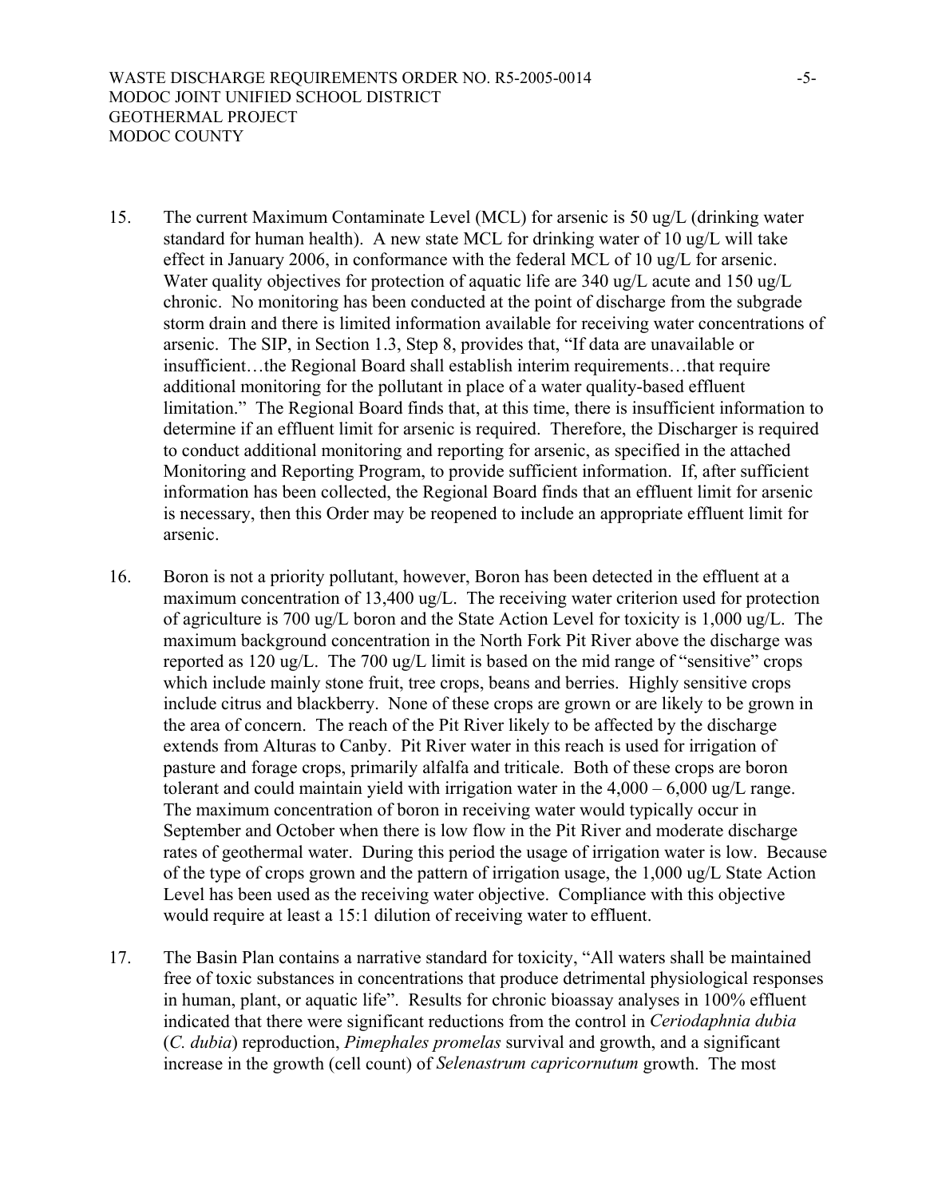15. The current Maximum Contaminate Level (MCL) for arsenic is 50 ug/L (drinking water standard for human health). A new state MCL for drinking water of 10 ug/L will take effect in January 2006, in conformance with the federal MCL of 10 ug/L for arsenic. Water quality objectives for protection of aquatic life are 340 ug/L acute and 150 ug/L chronic. No monitoring has been conducted at the point of discharge from the subgrade storm drain and there is limited information available for receiving water concentrations of arsenic. The SIP, in Section 1.3, Step 8, provides that, "If data are unavailable or insufficient…the Regional Board shall establish interim requirements…that require additional monitoring for the pollutant in place of a water quality-based effluent limitation." The Regional Board finds that, at this time, there is insufficient information to determine if an effluent limit for arsenic is required. Therefore, the Discharger is required to conduct additional monitoring and reporting for arsenic, as specified in the attached Monitoring and Reporting Program, to provide sufficient information. If, after sufficient information has been collected, the Regional Board finds that an effluent limit for arsenic is necessary, then this Order may be reopened to include an appropriate effluent limit for arsenic.

16. Boron is not a priority pollutant, however, Boron has been detected in the effluent at a maximum concentration of 13,400 ug/L. The receiving water criterion used for protection of agriculture is 700 ug/L boron and the State Action Level for toxicity is 1,000 ug/L. The maximum background concentration in the North Fork Pit River above the discharge was reported as 120 ug/L. The 700 ug/L limit is based on the mid range of "sensitive" crops which include mainly stone fruit, tree crops, beans and berries. Highly sensitive crops include citrus and blackberry. None of these crops are grown or are likely to be grown in the area of concern. The reach of the Pit River likely to be affected by the discharge extends from Alturas to Canby. Pit River water in this reach is used for irrigation of pasture and forage crops, primarily alfalfa and triticale. Both of these crops are boron tolerant and could maintain yield with irrigation water in the 4,000 – 6,000 ug/L range. The maximum concentration of boron in receiving water would typically occur in September and October when there is low flow in the Pit River and moderate discharge rates of geothermal water. During this period the usage of irrigation water is low. Because of the type of crops grown and the pattern of irrigation usage, the 1,000 ug/L State Action Level has been used as the receiving water objective. Compliance with this objective would require at least a 15:1 dilution of receiving water to effluent.

17. The Basin Plan contains a narrative standard for toxicity, "All waters shall be maintained free of toxic substances in concentrations that produce detrimental physiological responses in human, plant, or aquatic life". Results for chronic bioassay analyses in 100% effluent indicated that there were significant reductions from the control in *Ceriodaphnia dubia* (*C. dubia*) reproduction, *Pimephales promelas* survival and growth, and a significant increase in the growth (cell count) of *Selenastrum capricornutum* growth. The most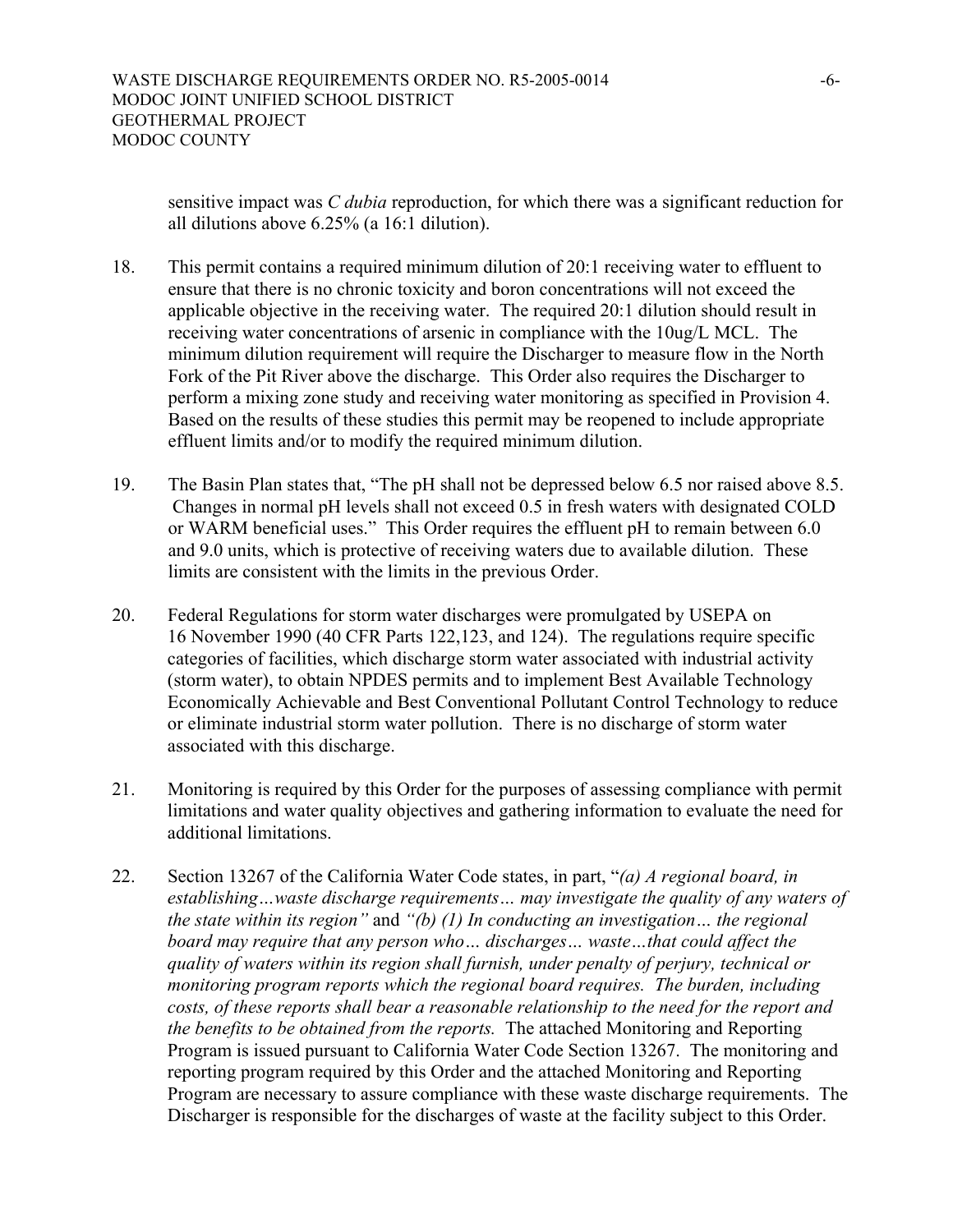sensitive impact was *C dubia* reproduction, for which there was a significant reduction for all dilutions above 6.25% (a 16:1 dilution).

18. This permit contains a required minimum dilution of 20:1 receiving water to effluent to ensure that there is no chronic toxicity and boron concentrations will not exceed the applicable objective in the receiving water. The required 20:1 dilution should result in receiving water concentrations of arsenic in compliance with the 10ug/L MCL. The minimum dilution requirement will require the Discharger to measure flow in the North Fork of the Pit River above the discharge. This Order also requires the Discharger to perform a mixing zone study and receiving water monitoring as specified in Provision 4. Based on the results of these studies this permit may be reopened to include appropriate effluent limits and/or to modify the required minimum dilution.

19. The Basin Plan states that, "The pH shall not be depressed below 6.5 nor raised above 8.5. Changes in normal pH levels shall not exceed 0.5 in fresh waters with designated COLD or WARM beneficial uses." This Order requires the effluent pH to remain between 6.0 and 9.0 units, which is protective of receiving waters due to available dilution. These limits are consistent with the limits in the previous Order.

20. Federal Regulations for storm water discharges were promulgated by USEPA on 16 November 1990 (40 CFR Parts 122,123, and 124). The regulations require specific categories of facilities, which discharge storm water associated with industrial activity (storm water), to obtain NPDES permits and to implement Best Available Technology Economically Achievable and Best Conventional Pollutant Control Technology to reduce or eliminate industrial storm water pollution. There is no discharge of storm water associated with this discharge.

21. Monitoring is required by this Order for the purposes of assessing compliance with permit limitations and water quality objectives and gathering information to evaluate the need for additional limitations.

22. Section 13267 of the California Water Code states, in part, "*(a) A regional board, in establishing…waste discharge requirements… may investigate the quality of any waters of the state within its region"* and *"(b) (1) In conducting an investigation… the regional board may require that any person who… discharges… waste…that could affect the quality of waters within its region shall furnish, under penalty of perjury, technical or monitoring program reports which the regional board requires. The burden, including costs, of these reports shall bear a reasonable relationship to the need for the report and the benefits to be obtained from the reports.* The attached Monitoring and Reporting Program is issued pursuant to California Water Code Section 13267. The monitoring and reporting program required by this Order and the attached Monitoring and Reporting Program are necessary to assure compliance with these waste discharge requirements. The Discharger is responsible for the discharges of waste at the facility subject to this Order.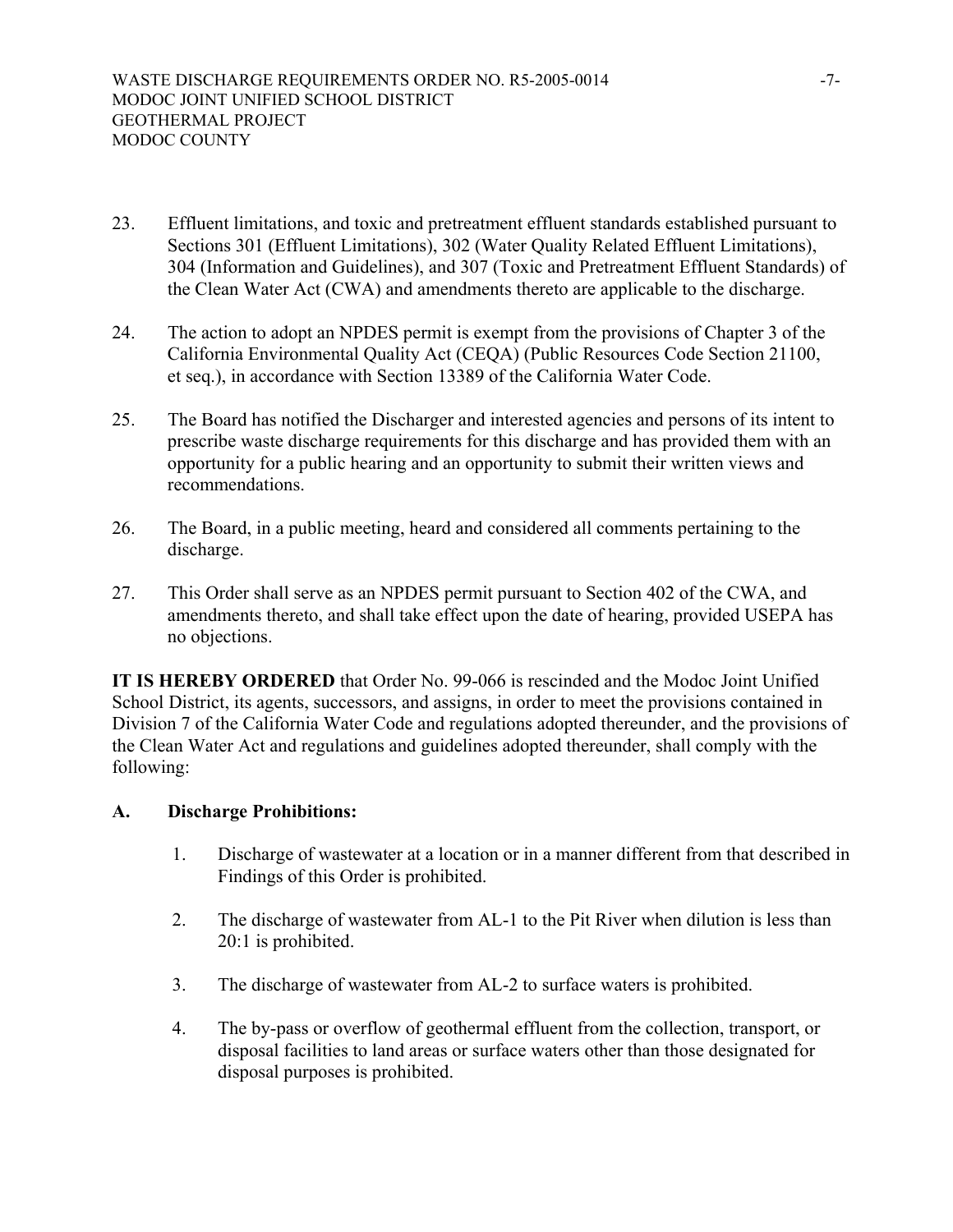23. Effluent limitations, and toxic and pretreatment effluent standards established pursuant to Sections 301 (Effluent Limitations), 302 (Water Quality Related Effluent Limitations), 304 (Information and Guidelines), and 307 (Toxic and Pretreatment Effluent Standards) of the Clean Water Act (CWA) and amendments thereto are applicable to the discharge.

24. The action to adopt an NPDES permit is exempt from the provisions of Chapter 3 of the California Environmental Quality Act (CEQA) (Public Resources Code Section 21100, et seq.), in accordance with Section 13389 of the California Water Code.

25. The Board has notified the Discharger and interested agencies and persons of its intent to prescribe waste discharge requirements for this discharge and has provided them with an opportunity for a public hearing and an opportunity to submit their written views and recommendations.

26. The Board, in a public meeting, heard and considered all comments pertaining to the discharge.

27. This Order shall serve as an NPDES permit pursuant to Section 402 of the CWA, and amendments thereto, and shall take effect upon the date of hearing, provided USEPA has no objections.

**IT IS HEREBY ORDERED** that Order No. 99-066 is rescinded and the Modoc Joint Unified School District, its agents, successors, and assigns, in order to meet the provisions contained in Division 7 of the California Water Code and regulations adopted thereunder, and the provisions of the Clean Water Act and regulations and guidelines adopted thereunder, shall comply with the following:

## A. Discharge Prohibitions:

1. Discharge of wastewater at a location or in a manner different from that described in Findings of this Order is prohibited.

2. The discharge of wastewater from AL-1 to the Pit River when dilution is less than 20:1 is prohibited.

3. The discharge of wastewater from AL-2 to surface waters is prohibited.

4. The by-pass or overflow of geothermal effluent from the collection, transport, or disposal facilities to land areas or surface waters other than those designated for disposal purposes is prohibited.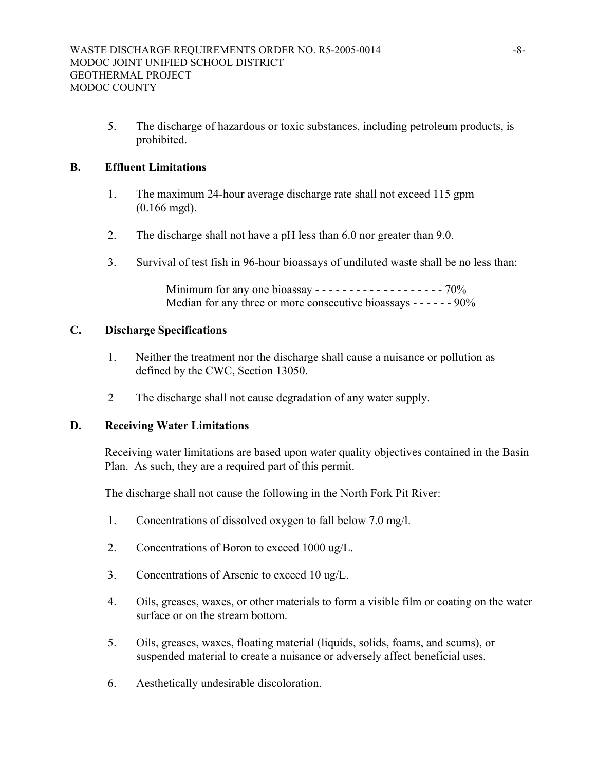5. The discharge of hazardous or toxic substances, including petroleum products, is prohibited.

## B. Effluent Limitations

1. The maximum 24-hour average discharge rate shall not exceed 115 gpm (0.166 mgd).

2. The discharge shall not have a pH less than 6.0 nor greater than 9.0.

3. Survival of test fish in 96-hour bioassays of undiluted waste shall be no less than:

   Minimum for any one bioassay - - - - - - - - - - - - - - - - - - - 70%
   Median for any three or more consecutive bioassays - - - - - - 90%

## C. Discharge Specifications

1. Neither the treatment nor the discharge shall cause a nuisance or pollution as defined by the CWC, Section 13050.

2 The discharge shall not cause degradation of any water supply.

## D. Receiving Water Limitations

Receiving water limitations are based upon water quality objectives contained in the Basin Plan. As such, they are a required part of this permit.

The discharge shall not cause the following in the North Fork Pit River:

1. Concentrations of dissolved oxygen to fall below 7.0 mg/l.

2. Concentrations of Boron to exceed 1000 ug/L.

3. Concentrations of Arsenic to exceed 10 ug/L.

4. Oils, greases, waxes, or other materials to form a visible film or coating on the water surface or on the stream bottom.

5. Oils, greases, waxes, floating material (liquids, solids, foams, and scums), or suspended material to create a nuisance or adversely affect beneficial uses.

6. Aesthetically undesirable discoloration.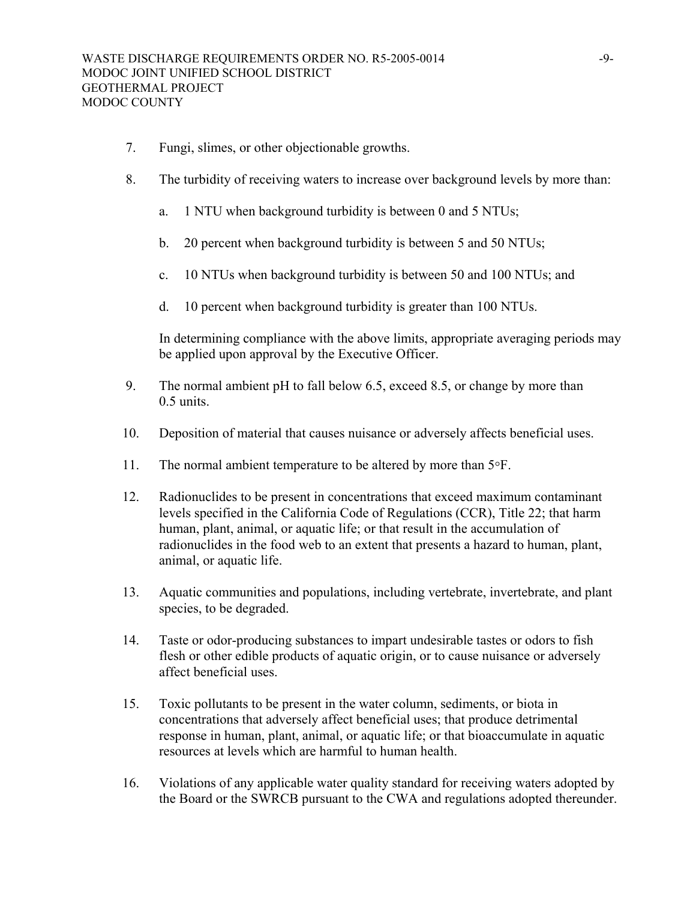7. Fungi, slimes, or other objectionable growths.

8. The turbidity of receiving waters to increase over background levels by more than:

   a. 1 NTU when background turbidity is between 0 and 5 NTUs;

   b. 20 percent when background turbidity is between 5 and 50 NTUs;

   c. 10 NTUs when background turbidity is between 50 and 100 NTUs; and

   d. 10 percent when background turbidity is greater than 100 NTUs.

   In determining compliance with the above limits, appropriate averaging periods may be applied upon approval by the Executive Officer.

9. The normal ambient pH to fall below 6.5, exceed 8.5, or change by more than 0.5 units.

10. Deposition of material that causes nuisance or adversely affects beneficial uses.

11. The normal ambient temperature to be altered by more than 5°F.

12. Radionuclides to be present in concentrations that exceed maximum contaminant levels specified in the California Code of Regulations (CCR), Title 22; that harm human, plant, animal, or aquatic life; or that result in the accumulation of radionuclides in the food web to an extent that presents a hazard to human, plant, animal, or aquatic life.

13. Aquatic communities and populations, including vertebrate, invertebrate, and plant species, to be degraded.

14. Taste or odor-producing substances to impart undesirable tastes or odors to fish flesh or other edible products of aquatic origin, or to cause nuisance or adversely affect beneficial uses.

15. Toxic pollutants to be present in the water column, sediments, or biota in concentrations that adversely affect beneficial uses; that produce detrimental response in human, plant, animal, or aquatic life; or that bioaccumulate in aquatic resources at levels which are harmful to human health.

16. Violations of any applicable water quality standard for receiving waters adopted by the Board or the SWRCB pursuant to the CWA and regulations adopted thereunder.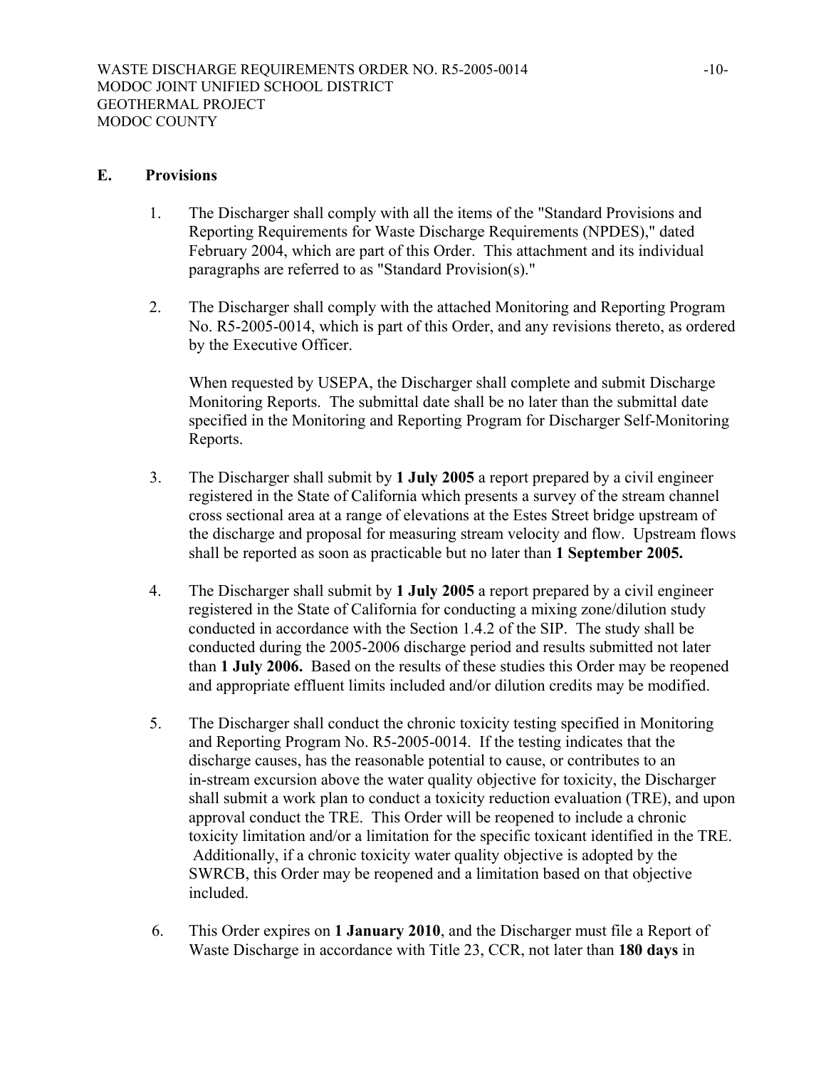## E. Provisions

1. The Discharger shall comply with all the items of the "Standard Provisions and Reporting Requirements for Waste Discharge Requirements (NPDES)," dated February 2004, which are part of this Order. This attachment and its individual paragraphs are referred to as "Standard Provision(s)."

2. The Discharger shall comply with the attached Monitoring and Reporting Program No. R5-2005-0014, which is part of this Order, and any revisions thereto, as ordered by the Executive Officer.

   When requested by USEPA, the Discharger shall complete and submit Discharge Monitoring Reports. The submittal date shall be no later than the submittal date specified in the Monitoring and Reporting Program for Discharger Self-Monitoring Reports.

3. The Discharger shall submit by **1 July 2005** a report prepared by a civil engineer registered in the State of California which presents a survey of the stream channel cross sectional area at a range of elevations at the Estes Street bridge upstream of the discharge and proposal for measuring stream velocity and flow. Upstream flows shall be reported as soon as practicable but no later than **1 September 2005.**

4. The Discharger shall submit by **1 July 2005** a report prepared by a civil engineer registered in the State of California for conducting a mixing zone/dilution study conducted in accordance with the Section 1.4.2 of the SIP. The study shall be conducted during the 2005-2006 discharge period and results submitted not later than **1 July 2006.** Based on the results of these studies this Order may be reopened and appropriate effluent limits included and/or dilution credits may be modified.

5. The Discharger shall conduct the chronic toxicity testing specified in Monitoring and Reporting Program No. R5-2005-0014. If the testing indicates that the discharge causes, has the reasonable potential to cause, or contributes to an in-stream excursion above the water quality objective for toxicity, the Discharger shall submit a work plan to conduct a toxicity reduction evaluation (TRE), and upon approval conduct the TRE. This Order will be reopened to include a chronic toxicity limitation and/or a limitation for the specific toxicant identified in the TRE. Additionally, if a chronic toxicity water quality objective is adopted by the SWRCB, this Order may be reopened and a limitation based on that objective included.

6. This Order expires on **1 January 2010**, and the Discharger must file a Report of Waste Discharge in accordance with Title 23, CCR, not later than **180 days** in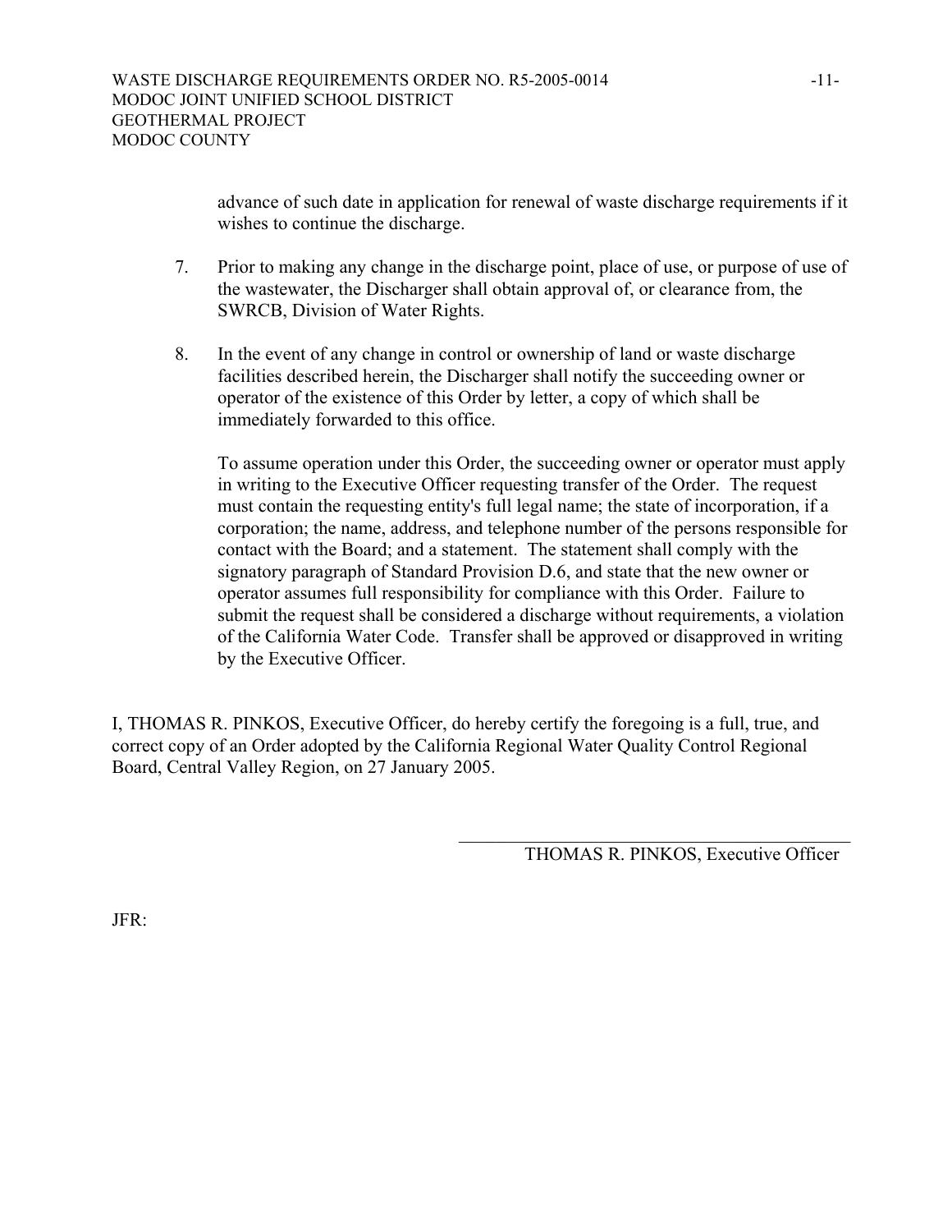advance of such date in application for renewal of waste discharge requirements if it wishes to continue the discharge.

7. Prior to making any change in the discharge point, place of use, or purpose of use of the wastewater, the Discharger shall obtain approval of, or clearance from, the SWRCB, Division of Water Rights.

8. In the event of any change in control or ownership of land or waste discharge facilities described herein, the Discharger shall notify the succeeding owner or operator of the existence of this Order by letter, a copy of which shall be immediately forwarded to this office.

   To assume operation under this Order, the succeeding owner or operator must apply in writing to the Executive Officer requesting transfer of the Order. The request must contain the requesting entity's full legal name; the state of incorporation, if a corporation; the name, address, and telephone number of the persons responsible for contact with the Board; and a statement. The statement shall comply with the signatory paragraph of Standard Provision D.6, and state that the new owner or operator assumes full responsibility for compliance with this Order. Failure to submit the request shall be considered a discharge without requirements, a violation of the California Water Code. Transfer shall be approved or disapproved in writing by the Executive Officer.

I, THOMAS R. PINKOS, Executive Officer, do hereby certify the foregoing is a full, true, and correct copy of an Order adopted by the California Regional Water Quality Control Regional Board, Central Valley Region, on 27 January 2005.

\_\_\_\_\_\_\_\_\_\_\_\_\_\_\_\_\_\_\_\_\_\_\_\_\_\_\_\_\_\_\_\_\_\_\_\_

THOMAS R. PINKOS, Executive Officer

JFR: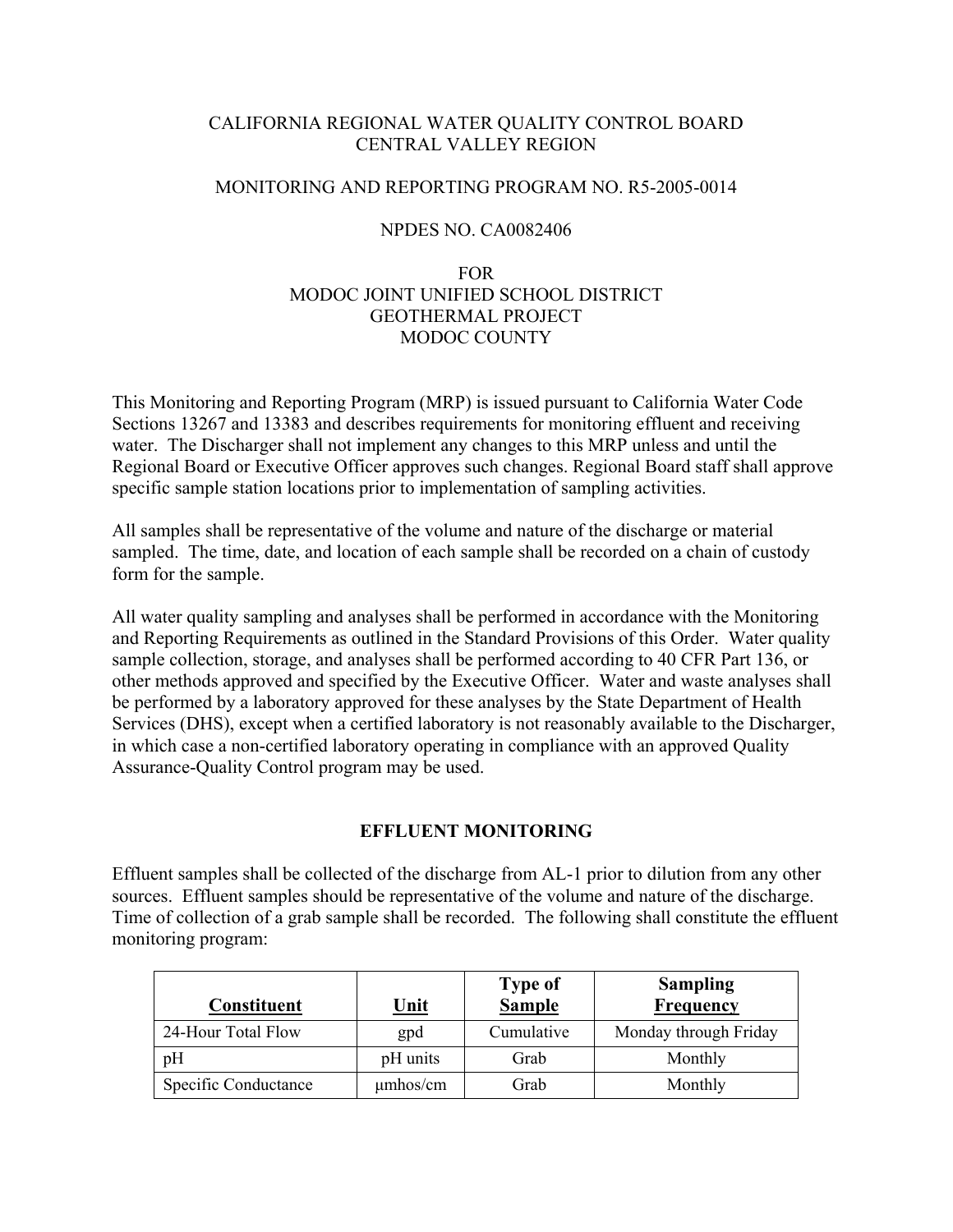CALIFORNIA REGIONAL WATER QUALITY CONTROL BOARD
CENTRAL VALLEY REGION

MONITORING AND REPORTING PROGRAM NO. R5-2005-0014

NPDES NO. CA0082406

FOR
MODOC JOINT UNIFIED SCHOOL DISTRICT
GEOTHERMAL PROJECT
MODOC COUNTY

This Monitoring and Reporting Program (MRP) is issued pursuant to California Water Code Sections 13267 and 13383 and describes requirements for monitoring effluent and receiving water. The Discharger shall not implement any changes to this MRP unless and until the Regional Board or Executive Officer approves such changes. Regional Board staff shall approve specific sample station locations prior to implementation of sampling activities.

All samples shall be representative of the volume and nature of the discharge or material sampled. The time, date, and location of each sample shall be recorded on a chain of custody form for the sample.

All water quality sampling and analyses shall be performed in accordance with the Monitoring and Reporting Requirements as outlined in the Standard Provisions of this Order. Water quality sample collection, storage, and analyses shall be performed according to 40 CFR Part 136, or other methods approved and specified by the Executive Officer. Water and waste analyses shall be performed by a laboratory approved for these analyses by the State Department of Health Services (DHS), except when a certified laboratory is not reasonably available to the Discharger, in which case a non-certified laboratory operating in compliance with an approved Quality Assurance-Quality Control program may be used.

## EFFLUENT MONITORING

Effluent samples shall be collected of the discharge from AL-1 prior to dilution from any other sources. Effluent samples should be representative of the volume and nature of the discharge. Time of collection of a grab sample shall be recorded. The following shall constitute the effluent monitoring program:

| Constituent | Unit | Type of Sample | Sampling Frequency |
|---|---|---|---|
| 24-Hour Total Flow | gpd | Cumulative | Monday through Friday |
| pH | pH units | Grab | Monthly |
| Specific Conductance | μmhos/cm | Grab | Monthly |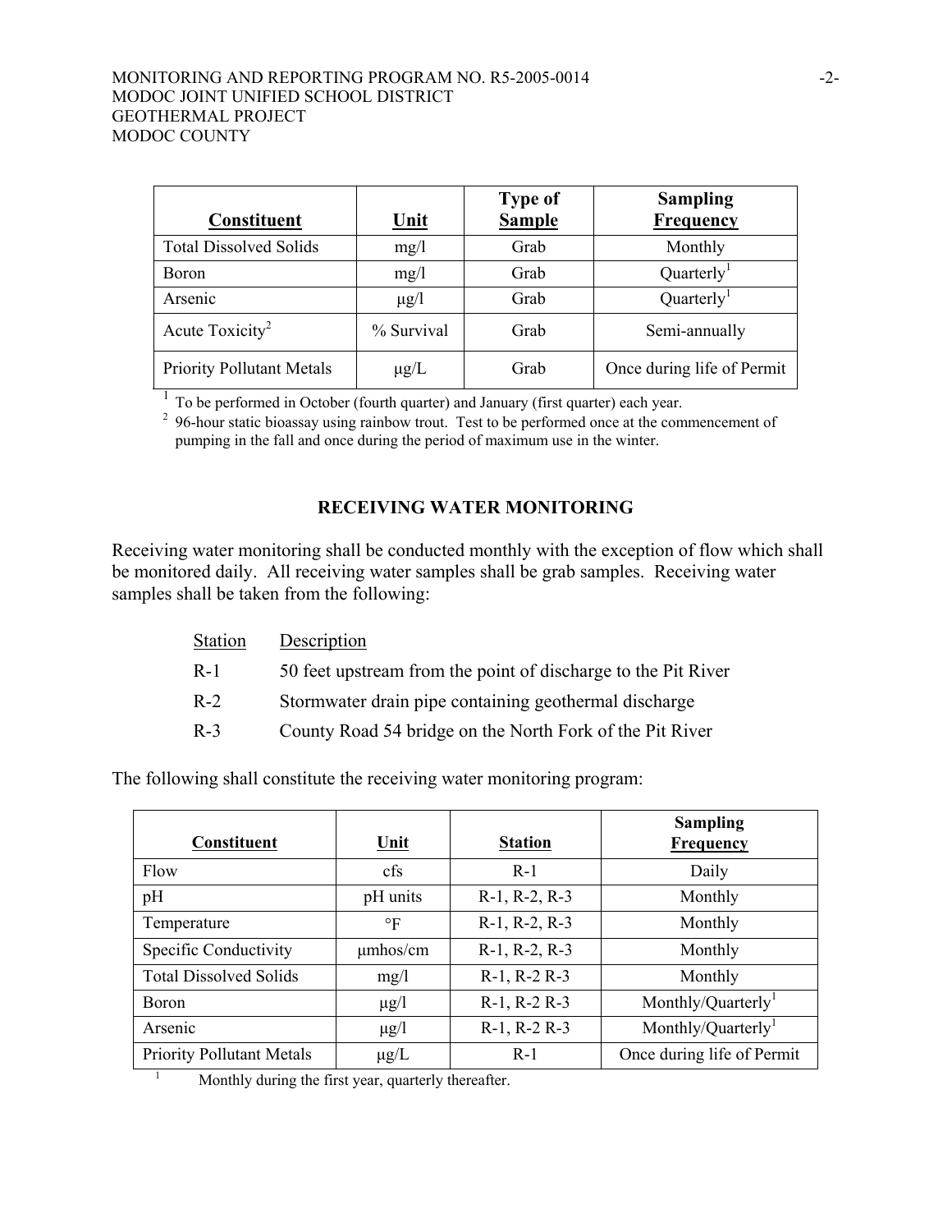| Constituent | Unit | Type of Sample | Sampling Frequency |
|---|---|---|---|
| Total Dissolved Solids | mg/l | Grab | Monthly |
| Boron | mg/l | Grab | Quarterly[1] |
| Arsenic | μg/l | Grab | Quarterly[1] |
| Acute Toxicity[2] | % Survival | Grab | Semi-annually |
| Priority Pollutant Metals | μg/L | Grab | Once during life of Permit |

[1] To be performed in October (fourth quarter) and January (first quarter) each year.
[2] 96-hour static bioassay using rainbow trout. Test to be performed once at the commencement of pumping in the fall and once during the period of maximum use in the winter.

## RECEIVING WATER MONITORING

Receiving water monitoring shall be conducted monthly with the exception of flow which shall be monitored daily. All receiving water samples shall be grab samples. Receiving water samples shall be taken from the following:

| Station | Description |
|---|---|
| R-1 | 50 feet upstream from the point of discharge to the Pit River |
| R-2 | Stormwater drain pipe containing geothermal discharge |
| R-3 | County Road 54 bridge on the North Fork of the Pit River |

The following shall constitute the receiving water monitoring program:

| Constituent | Unit | Station | Sampling Frequency |
|---|---|---|---|
| Flow | cfs | R-1 | Daily |
| pH | pH units | R-1, R-2, R-3 | Monthly |
| Temperature | °F | R-1, R-2, R-3 | Monthly |
| Specific Conductivity | μmhos/cm | R-1, R-2, R-3 | Monthly |
| Total Dissolved Solids | mg/l | R-1, R-2 R-3 | Monthly |
| Boron | μg/l | R-1, R-2 R-3 | Monthly/Quarterly[1] |
| Arsenic | μg/l | R-1, R-2 R-3 | Monthly/Quarterly[1] |
| Priority Pollutant Metals | μg/L | R-1 | Once during life of Permit |

[1] Monthly during the first year, quarterly thereafter.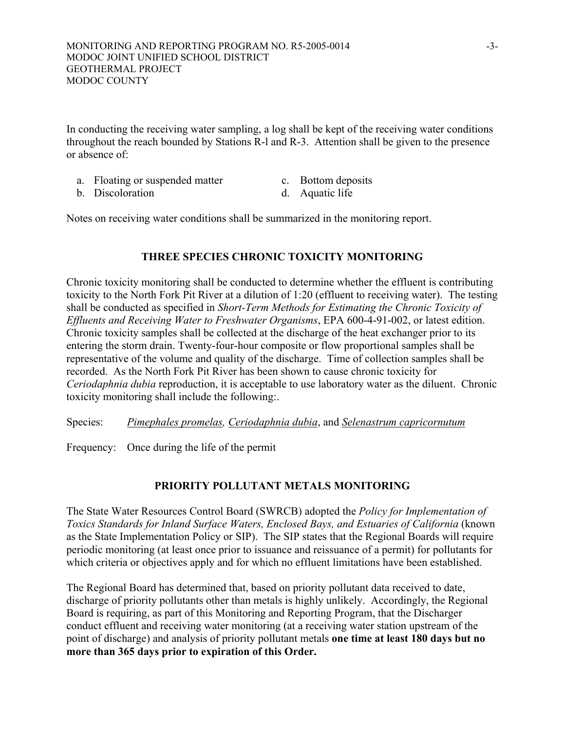In conducting the receiving water sampling, a log shall be kept of the receiving water conditions throughout the reach bounded by Stations R-l and R-3. Attention shall be given to the presence or absence of:

a. Floating or suspended matter
b. Discoloration
c. Bottom deposits
d. Aquatic life

Notes on receiving water conditions shall be summarized in the monitoring report.

## THREE SPECIES CHRONIC TOXICITY MONITORING

Chronic toxicity monitoring shall be conducted to determine whether the effluent is contributing toxicity to the North Fork Pit River at a dilution of 1:20 (effluent to receiving water). The testing shall be conducted as specified in *Short-Term Methods for Estimating the Chronic Toxicity of Effluents and Receiving Water to Freshwater Organisms*, EPA 600-4-91-002, or latest edition. Chronic toxicity samples shall be collected at the discharge of the heat exchanger prior to its entering the storm drain. Twenty-four-hour composite or flow proportional samples shall be representative of the volume and quality of the discharge. Time of collection samples shall be recorded. As the North Fork Pit River has been shown to cause chronic toxicity for *Ceriodaphnia dubia* reproduction, it is acceptable to use laboratory water as the diluent. Chronic toxicity monitoring shall include the following:.

Species: *Pimephales promelas, Ceriodaphnia dubia*, and *Selenastrum capricornutum*

Frequency: Once during the life of the permit

## PRIORITY POLLUTANT METALS MONITORING

The State Water Resources Control Board (SWRCB) adopted the *Policy for Implementation of Toxics Standards for Inland Surface Waters, Enclosed Bays, and Estuaries of California* (known as the State Implementation Policy or SIP). The SIP states that the Regional Boards will require periodic monitoring (at least once prior to issuance and reissuance of a permit) for pollutants for which criteria or objectives apply and for which no effluent limitations have been established.

The Regional Board has determined that, based on priority pollutant data received to date, discharge of priority pollutants other than metals is highly unlikely. Accordingly, the Regional Board is requiring, as part of this Monitoring and Reporting Program, that the Discharger conduct effluent and receiving water monitoring (at a receiving water station upstream of the point of discharge) and analysis of priority pollutant metals **one time at least 180 days but no more than 365 days prior to expiration of this Order.**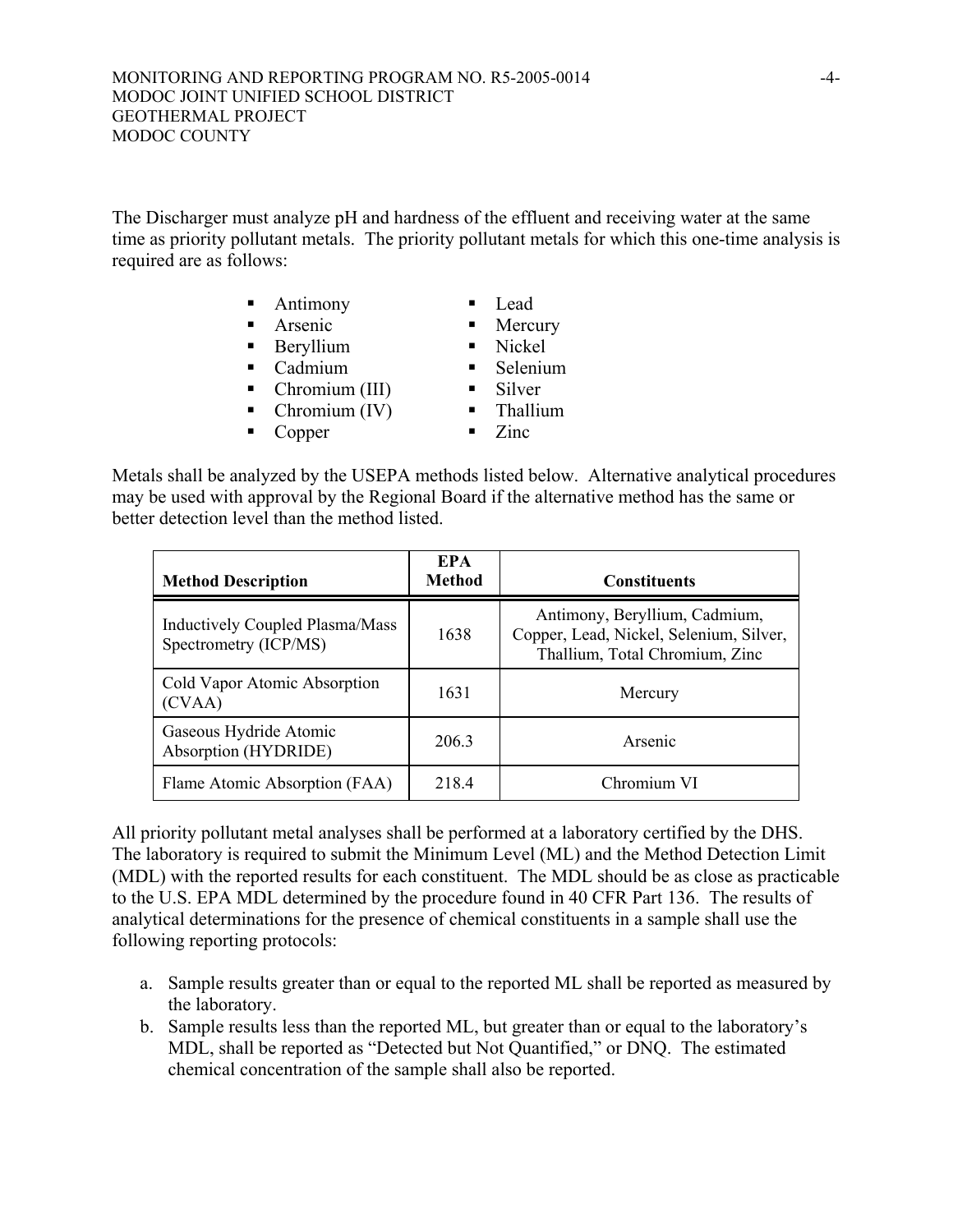The Discharger must analyze pH and hardness of the effluent and receiving water at the same time as priority pollutant metals. The priority pollutant metals for which this one-time analysis is required are as follows:

- Antimony
- Arsenic
- Beryllium
- Cadmium
- Chromium (III)
- Chromium (IV)
- Copper
- Lead
- Mercury
- Nickel
- Selenium
- Silver
- Thallium
- Zinc

Metals shall be analyzed by the USEPA methods listed below. Alternative analytical procedures may be used with approval by the Regional Board if the alternative method has the same or better detection level than the method listed.

| Method Description | EPA Method | Constituents |
|---|---|---|
| Inductively Coupled Plasma/Mass Spectrometry (ICP/MS) | 1638 | Antimony, Beryllium, Cadmium, Copper, Lead, Nickel, Selenium, Silver, Thallium, Total Chromium, Zinc |
| Cold Vapor Atomic Absorption (CVAA) | 1631 | Mercury |
| Gaseous Hydride Atomic Absorption (HYDRIDE) | 206.3 | Arsenic |
| Flame Atomic Absorption (FAA) | 218.4 | Chromium VI |

All priority pollutant metal analyses shall be performed at a laboratory certified by the DHS. The laboratory is required to submit the Minimum Level (ML) and the Method Detection Limit (MDL) with the reported results for each constituent. The MDL should be as close as practicable to the U.S. EPA MDL determined by the procedure found in 40 CFR Part 136. The results of analytical determinations for the presence of chemical constituents in a sample shall use the following reporting protocols:

a. Sample results greater than or equal to the reported ML shall be reported as measured by the laboratory.
b. Sample results less than the reported ML, but greater than or equal to the laboratory's MDL, shall be reported as "Detected but Not Quantified," or DNQ. The estimated chemical concentration of the sample shall also be reported.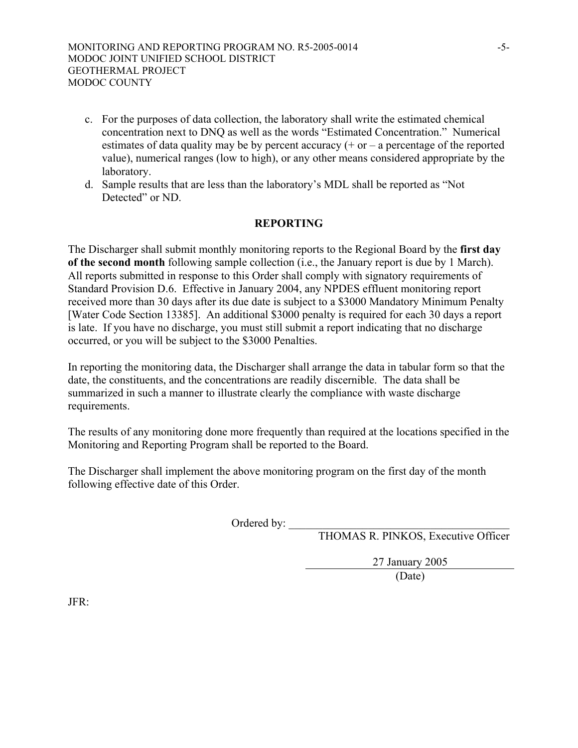c. For the purposes of data collection, the laboratory shall write the estimated chemical concentration next to DNQ as well as the words "Estimated Concentration." Numerical estimates of data quality may be by percent accuracy (+ or – a percentage of the reported value), numerical ranges (low to high), or any other means considered appropriate by the laboratory.
d. Sample results that are less than the laboratory's MDL shall be reported as "Not Detected" or ND.

## REPORTING

The Discharger shall submit monthly monitoring reports to the Regional Board by the **first day of the second month** following sample collection (i.e., the January report is due by 1 March). All reports submitted in response to this Order shall comply with signatory requirements of Standard Provision D.6. Effective in January 2004, any NPDES effluent monitoring report received more than 30 days after its due date is subject to a $3000 Mandatory Minimum Penalty [Water Code Section 13385]. An additional $3000 penalty is required for each 30 days a report is late. If you have no discharge, you must still submit a report indicating that no discharge occurred, or you will be subject to the $3000 Penalties.

In reporting the monitoring data, the Discharger shall arrange the data in tabular form so that the date, the constituents, and the concentrations are readily discernible. The data shall be summarized in such a manner to illustrate clearly the compliance with waste discharge requirements.

The results of any monitoring done more frequently than required at the locations specified in the Monitoring and Reporting Program shall be reported to the Board.

The Discharger shall implement the above monitoring program on the first day of the month following effective date of this Order.

Ordered by: ______________________________
THOMAS R. PINKOS, Executive Officer

27 January 2005
(Date)

JFR: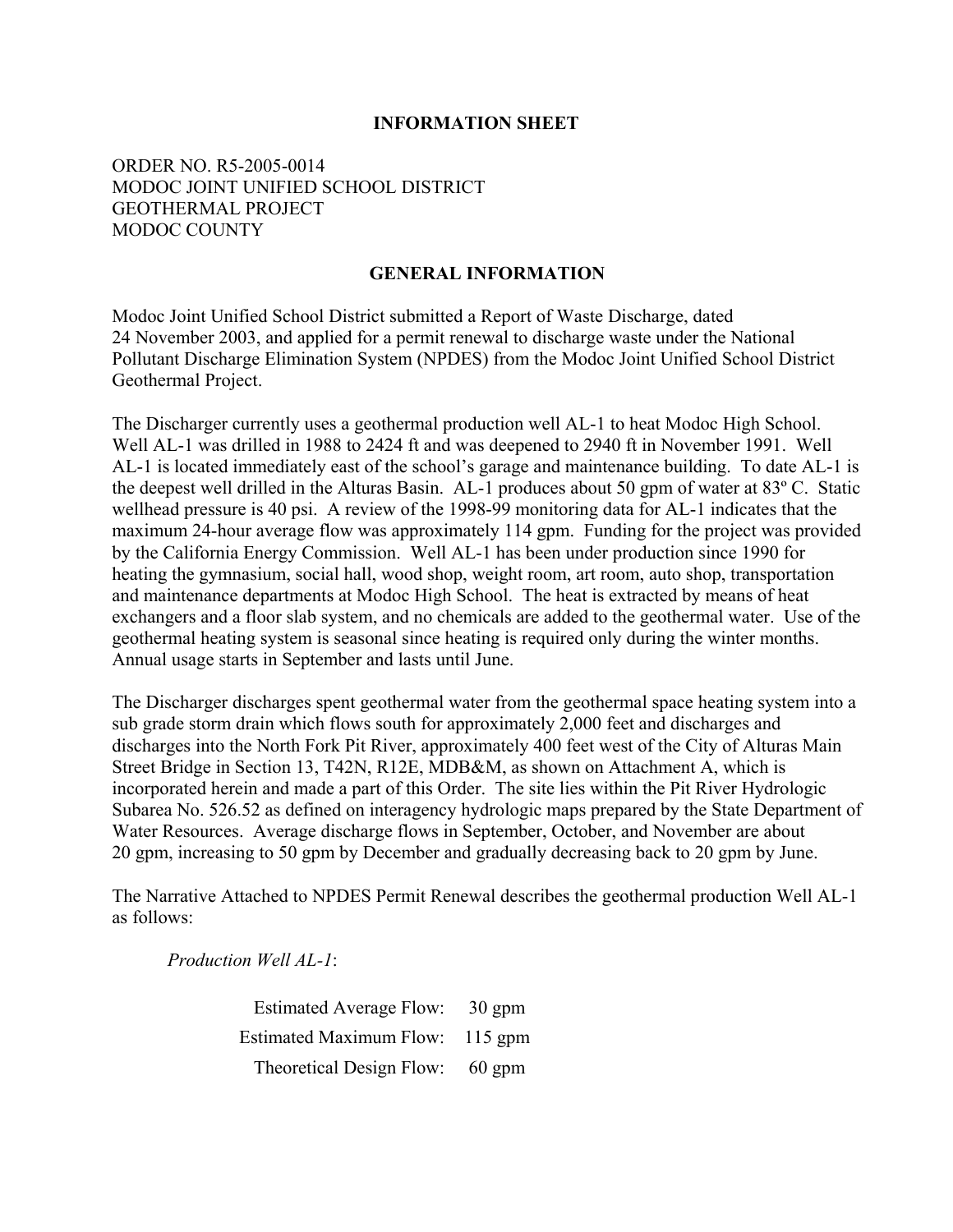# INFORMATION SHEET

ORDER NO. R5-2005-0014
MODOC JOINT UNIFIED SCHOOL DISTRICT
GEOTHERMAL PROJECT
MODOC COUNTY

## GENERAL INFORMATION

Modoc Joint Unified School District submitted a Report of Waste Discharge, dated 24 November 2003, and applied for a permit renewal to discharge waste under the National Pollutant Discharge Elimination System (NPDES) from the Modoc Joint Unified School District Geothermal Project.

The Discharger currently uses a geothermal production well AL-1 to heat Modoc High School. Well AL-1 was drilled in 1988 to 2424 ft and was deepened to 2940 ft in November 1991. Well AL-1 is located immediately east of the school's garage and maintenance building. To date AL-1 is the deepest well drilled in the Alturas Basin. AL-1 produces about 50 gpm of water at 83º C. Static wellhead pressure is 40 psi. A review of the 1998-99 monitoring data for AL-1 indicates that the maximum 24-hour average flow was approximately 114 gpm. Funding for the project was provided by the California Energy Commission. Well AL-1 has been under production since 1990 for heating the gymnasium, social hall, wood shop, weight room, art room, auto shop, transportation and maintenance departments at Modoc High School. The heat is extracted by means of heat exchangers and a floor slab system, and no chemicals are added to the geothermal water. Use of the geothermal heating system is seasonal since heating is required only during the winter months. Annual usage starts in September and lasts until June.

The Discharger discharges spent geothermal water from the geothermal space heating system into a sub grade storm drain which flows south for approximately 2,000 feet and discharges and discharges into the North Fork Pit River, approximately 400 feet west of the City of Alturas Main Street Bridge in Section 13, T42N, R12E, MDB&M, as shown on Attachment A, which is incorporated herein and made a part of this Order. The site lies within the Pit River Hydrologic Subarea No. 526.52 as defined on interagency hydrologic maps prepared by the State Department of Water Resources. Average discharge flows in September, October, and November are about 20 gpm, increasing to 50 gpm by December and gradually decreasing back to 20 gpm by June.

The Narrative Attached to NPDES Permit Renewal describes the geothermal production Well AL-1 as follows:

*Production Well AL-1*:

| | |
|---|---|
| Estimated Average Flow: | 30 gpm |
| Estimated Maximum Flow: | 115 gpm |
| Theoretical Design Flow: | 60 gpm |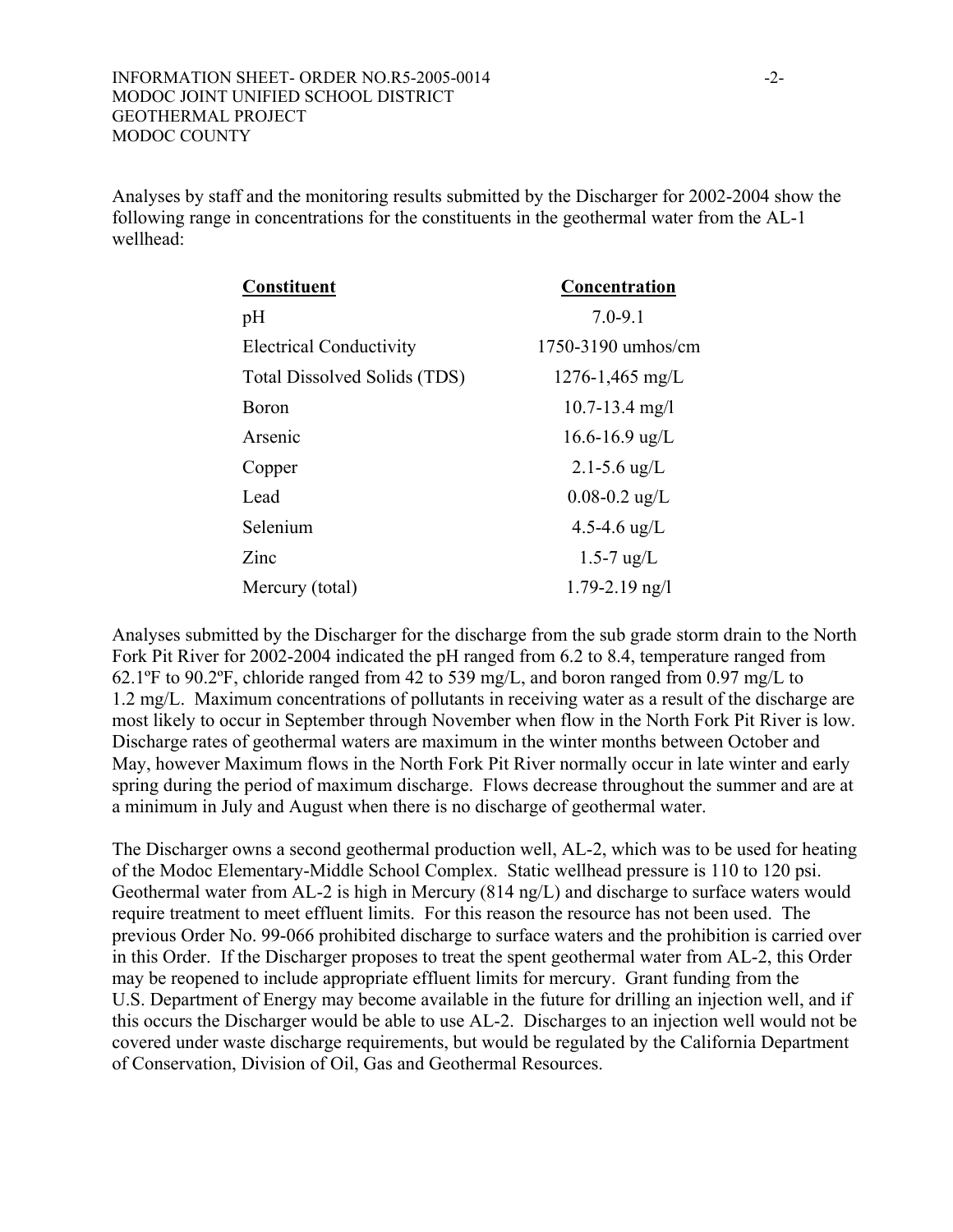Analyses by staff and the monitoring results submitted by the Discharger for 2002-2004 show the following range in concentrations for the constituents in the geothermal water from the AL-1 wellhead:

| Constituent | Concentration |
|---|---|
| pH | 7.0-9.1 |
| Electrical Conductivity | 1750-3190 umhos/cm |
| Total Dissolved Solids (TDS) | 1276-1,465 mg/L |
| Boron | 10.7-13.4 mg/l |
| Arsenic | 16.6-16.9 ug/L |
| Copper | 2.1-5.6 ug/L |
| Lead | 0.08-0.2 ug/L |
| Selenium | 4.5-4.6 ug/L |
| Zinc | 1.5-7 ug/L |
| Mercury (total) | 1.79-2.19 ng/l |

Analyses submitted by the Discharger for the discharge from the sub grade storm drain to the North Fork Pit River for 2002-2004 indicated the pH ranged from 6.2 to 8.4, temperature ranged from 62.1ºF to 90.2ºF, chloride ranged from 42 to 539 mg/L, and boron ranged from 0.97 mg/L to 1.2 mg/L. Maximum concentrations of pollutants in receiving water as a result of the discharge are most likely to occur in September through November when flow in the North Fork Pit River is low. Discharge rates of geothermal waters are maximum in the winter months between October and May, however Maximum flows in the North Fork Pit River normally occur in late winter and early spring during the period of maximum discharge. Flows decrease throughout the summer and are at a minimum in July and August when there is no discharge of geothermal water.

The Discharger owns a second geothermal production well, AL-2, which was to be used for heating of the Modoc Elementary-Middle School Complex. Static wellhead pressure is 110 to 120 psi. Geothermal water from AL-2 is high in Mercury (814 ng/L) and discharge to surface waters would require treatment to meet effluent limits. For this reason the resource has not been used. The previous Order No. 99-066 prohibited discharge to surface waters and the prohibition is carried over in this Order. If the Discharger proposes to treat the spent geothermal water from AL-2, this Order may be reopened to include appropriate effluent limits for mercury. Grant funding from the U.S. Department of Energy may become available in the future for drilling an injection well, and if this occurs the Discharger would be able to use AL-2. Discharges to an injection well would not be covered under waste discharge requirements, but would be regulated by the California Department of Conservation, Division of Oil, Gas and Geothermal Resources.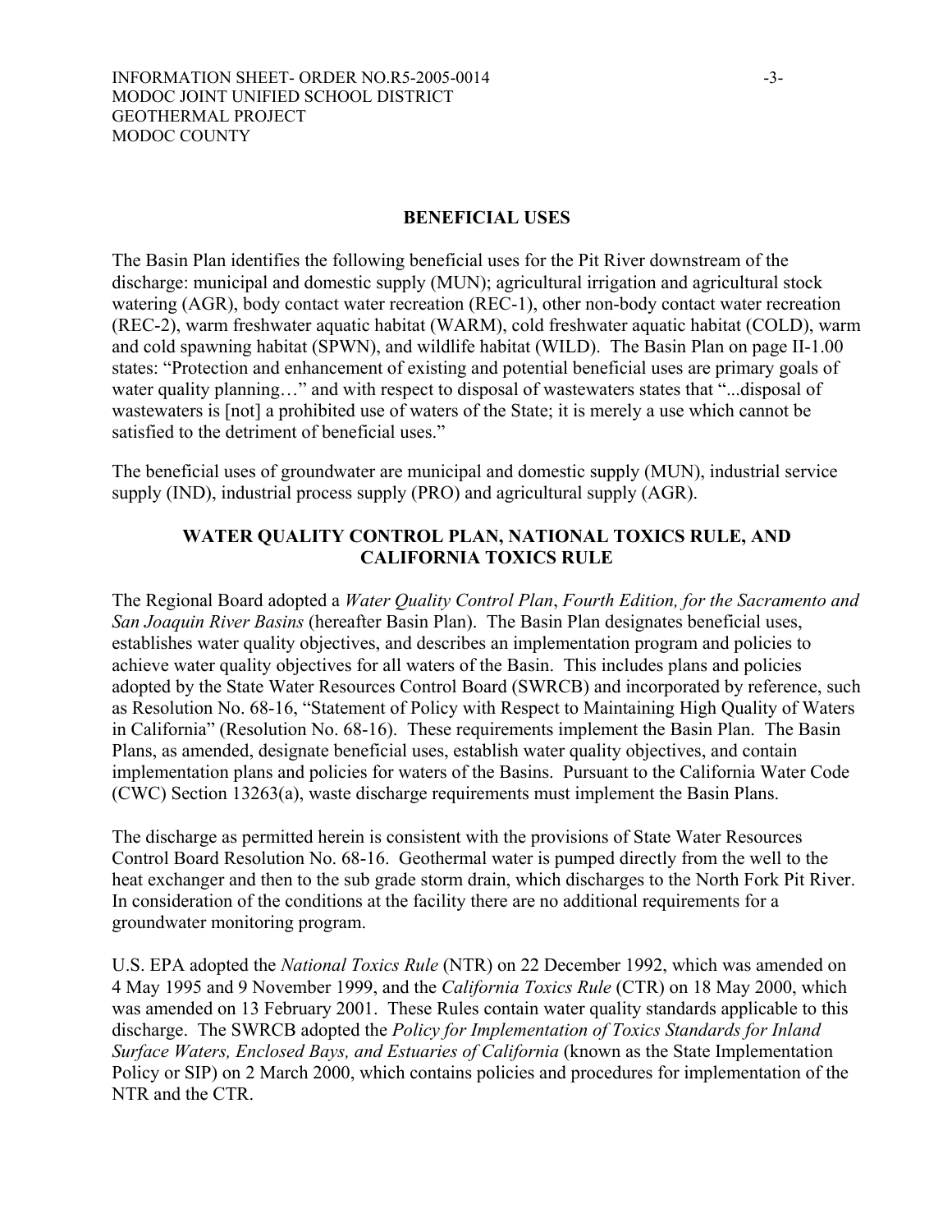## BENEFICIAL USES

The Basin Plan identifies the following beneficial uses for the Pit River downstream of the discharge: municipal and domestic supply (MUN); agricultural irrigation and agricultural stock watering (AGR), body contact water recreation (REC-1), other non-body contact water recreation (REC-2), warm freshwater aquatic habitat (WARM), cold freshwater aquatic habitat (COLD), warm and cold spawning habitat (SPWN), and wildlife habitat (WILD). The Basin Plan on page II-1.00 states: "Protection and enhancement of existing and potential beneficial uses are primary goals of water quality planning…" and with respect to disposal of wastewaters states that "...disposal of wastewaters is [not] a prohibited use of waters of the State; it is merely a use which cannot be satisfied to the detriment of beneficial uses."

The beneficial uses of groundwater are municipal and domestic supply (MUN), industrial service supply (IND), industrial process supply (PRO) and agricultural supply (AGR).

## WATER QUALITY CONTROL PLAN, NATIONAL TOXICS RULE, AND CALIFORNIA TOXICS RULE

The Regional Board adopted a *Water Quality Control Plan*, *Fourth Edition, for the Sacramento and San Joaquin River Basins* (hereafter Basin Plan). The Basin Plan designates beneficial uses, establishes water quality objectives, and describes an implementation program and policies to achieve water quality objectives for all waters of the Basin. This includes plans and policies adopted by the State Water Resources Control Board (SWRCB) and incorporated by reference, such as Resolution No. 68-16, "Statement of Policy with Respect to Maintaining High Quality of Waters in California" (Resolution No. 68-16). These requirements implement the Basin Plan. The Basin Plans, as amended, designate beneficial uses, establish water quality objectives, and contain implementation plans and policies for waters of the Basins. Pursuant to the California Water Code (CWC) Section 13263(a), waste discharge requirements must implement the Basin Plans.

The discharge as permitted herein is consistent with the provisions of State Water Resources Control Board Resolution No. 68-16. Geothermal water is pumped directly from the well to the heat exchanger and then to the sub grade storm drain, which discharges to the North Fork Pit River. In consideration of the conditions at the facility there are no additional requirements for a groundwater monitoring program.

U.S. EPA adopted the *National Toxics Rule* (NTR) on 22 December 1992, which was amended on 4 May 1995 and 9 November 1999, and the *California Toxics Rule* (CTR) on 18 May 2000, which was amended on 13 February 2001. These Rules contain water quality standards applicable to this discharge. The SWRCB adopted the *Policy for Implementation of Toxics Standards for Inland Surface Waters, Enclosed Bays, and Estuaries of California* (known as the State Implementation Policy or SIP) on 2 March 2000, which contains policies and procedures for implementation of the NTR and the CTR.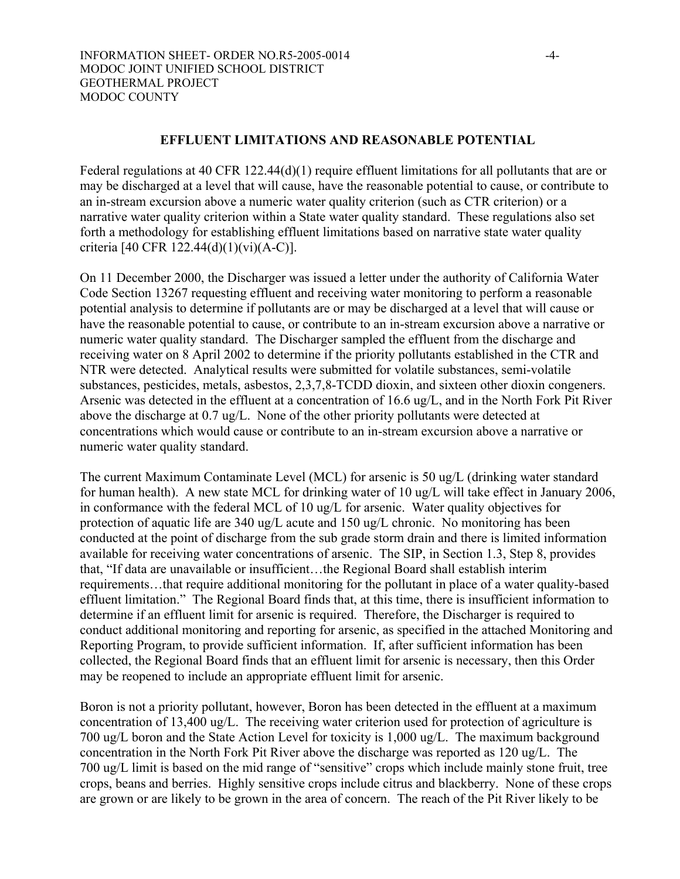## EFFLUENT LIMITATIONS AND REASONABLE POTENTIAL

Federal regulations at 40 CFR 122.44(d)(1) require effluent limitations for all pollutants that are or may be discharged at a level that will cause, have the reasonable potential to cause, or contribute to an in-stream excursion above a numeric water quality criterion (such as CTR criterion) or a narrative water quality criterion within a State water quality standard. These regulations also set forth a methodology for establishing effluent limitations based on narrative state water quality criteria [40 CFR 122.44(d)(1)(vi)(A-C)].

On 11 December 2000, the Discharger was issued a letter under the authority of California Water Code Section 13267 requesting effluent and receiving water monitoring to perform a reasonable potential analysis to determine if pollutants are or may be discharged at a level that will cause or have the reasonable potential to cause, or contribute to an in-stream excursion above a narrative or numeric water quality standard. The Discharger sampled the effluent from the discharge and receiving water on 8 April 2002 to determine if the priority pollutants established in the CTR and NTR were detected. Analytical results were submitted for volatile substances, semi-volatile substances, pesticides, metals, asbestos, 2,3,7,8-TCDD dioxin, and sixteen other dioxin congeners. Arsenic was detected in the effluent at a concentration of 16.6 ug/L, and in the North Fork Pit River above the discharge at 0.7 ug/L. None of the other priority pollutants were detected at concentrations which would cause or contribute to an in-stream excursion above a narrative or numeric water quality standard.

The current Maximum Contaminate Level (MCL) for arsenic is 50 ug/L (drinking water standard for human health). A new state MCL for drinking water of 10 ug/L will take effect in January 2006, in conformance with the federal MCL of 10 ug/L for arsenic. Water quality objectives for protection of aquatic life are 340 ug/L acute and 150 ug/L chronic. No monitoring has been conducted at the point of discharge from the sub grade storm drain and there is limited information available for receiving water concentrations of arsenic. The SIP, in Section 1.3, Step 8, provides that, "If data are unavailable or insufficient…the Regional Board shall establish interim requirements…that require additional monitoring for the pollutant in place of a water quality-based effluent limitation." The Regional Board finds that, at this time, there is insufficient information to determine if an effluent limit for arsenic is required. Therefore, the Discharger is required to conduct additional monitoring and reporting for arsenic, as specified in the attached Monitoring and Reporting Program, to provide sufficient information. If, after sufficient information has been collected, the Regional Board finds that an effluent limit for arsenic is necessary, then this Order may be reopened to include an appropriate effluent limit for arsenic.

Boron is not a priority pollutant, however, Boron has been detected in the effluent at a maximum concentration of 13,400 ug/L. The receiving water criterion used for protection of agriculture is 700 ug/L boron and the State Action Level for toxicity is 1,000 ug/L. The maximum background concentration in the North Fork Pit River above the discharge was reported as 120 ug/L. The 700 ug/L limit is based on the mid range of "sensitive" crops which include mainly stone fruit, tree crops, beans and berries. Highly sensitive crops include citrus and blackberry. None of these crops are grown or are likely to be grown in the area of concern. The reach of the Pit River likely to be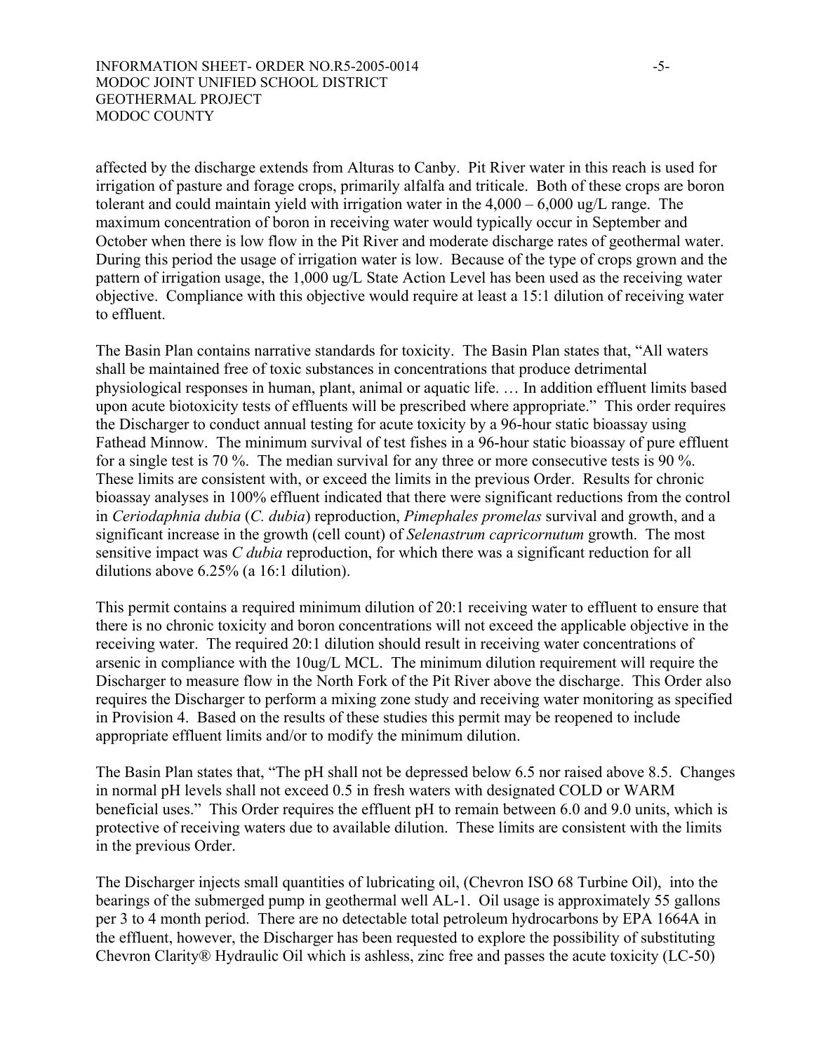affected by the discharge extends from Alturas to Canby. Pit River water in this reach is used for irrigation of pasture and forage crops, primarily alfalfa and triticale. Both of these crops are boron tolerant and could maintain yield with irrigation water in the 4,000 – 6,000 ug/L range. The maximum concentration of boron in receiving water would typically occur in September and October when there is low flow in the Pit River and moderate discharge rates of geothermal water. During this period the usage of irrigation water is low. Because of the type of crops grown and the pattern of irrigation usage, the 1,000 ug/L State Action Level has been used as the receiving water objective. Compliance with this objective would require at least a 15:1 dilution of receiving water to effluent.

The Basin Plan contains narrative standards for toxicity. The Basin Plan states that, "All waters shall be maintained free of toxic substances in concentrations that produce detrimental physiological responses in human, plant, animal or aquatic life. … In addition effluent limits based upon acute biotoxicity tests of effluents will be prescribed where appropriate." This order requires the Discharger to conduct annual testing for acute toxicity by a 96-hour static bioassay using Fathead Minnow. The minimum survival of test fishes in a 96-hour static bioassay of pure effluent for a single test is 70 %. The median survival for any three or more consecutive tests is 90 %. These limits are consistent with, or exceed the limits in the previous Order. Results for chronic bioassay analyses in 100% effluent indicated that there were significant reductions from the control in *Ceriodaphnia dubia* (*C. dubia*) reproduction, *Pimephales promelas* survival and growth, and a significant increase in the growth (cell count) of *Selenastrum capricornutum* growth. The most sensitive impact was *C dubia* reproduction, for which there was a significant reduction for all dilutions above 6.25% (a 16:1 dilution).

This permit contains a required minimum dilution of 20:1 receiving water to effluent to ensure that there is no chronic toxicity and boron concentrations will not exceed the applicable objective in the receiving water. The required 20:1 dilution should result in receiving water concentrations of arsenic in compliance with the 10ug/L MCL. The minimum dilution requirement will require the Discharger to measure flow in the North Fork of the Pit River above the discharge. This Order also requires the Discharger to perform a mixing zone study and receiving water monitoring as specified in Provision 4. Based on the results of these studies this permit may be reopened to include appropriate effluent limits and/or to modify the minimum dilution.

The Basin Plan states that, "The pH shall not be depressed below 6.5 nor raised above 8.5. Changes in normal pH levels shall not exceed 0.5 in fresh waters with designated COLD or WARM beneficial uses." This Order requires the effluent pH to remain between 6.0 and 9.0 units, which is protective of receiving waters due to available dilution. These limits are consistent with the limits in the previous Order.

The Discharger injects small quantities of lubricating oil, (Chevron ISO 68 Turbine Oil), into the bearings of the submerged pump in geothermal well AL-1. Oil usage is approximately 55 gallons per 3 to 4 month period. There are no detectable total petroleum hydrocarbons by EPA 1664A in the effluent, however, the Discharger has been requested to explore the possibility of substituting Chevron Clarity® Hydraulic Oil which is ashless, zinc free and passes the acute toxicity (LC-50)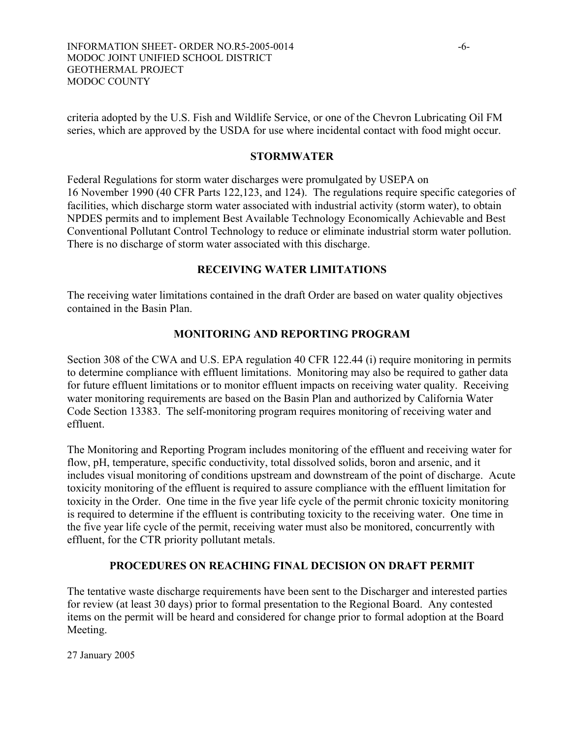criteria adopted by the U.S. Fish and Wildlife Service, or one of the Chevron Lubricating Oil FM series, which are approved by the USDA for use where incidental contact with food might occur.

## STORMWATER

Federal Regulations for storm water discharges were promulgated by USEPA on 16 November 1990 (40 CFR Parts 122,123, and 124). The regulations require specific categories of facilities, which discharge storm water associated with industrial activity (storm water), to obtain NPDES permits and to implement Best Available Technology Economically Achievable and Best Conventional Pollutant Control Technology to reduce or eliminate industrial storm water pollution. There is no discharge of storm water associated with this discharge.

## RECEIVING WATER LIMITATIONS

The receiving water limitations contained in the draft Order are based on water quality objectives contained in the Basin Plan.

## MONITORING AND REPORTING PROGRAM

Section 308 of the CWA and U.S. EPA regulation 40 CFR 122.44 (i) require monitoring in permits to determine compliance with effluent limitations. Monitoring may also be required to gather data for future effluent limitations or to monitor effluent impacts on receiving water quality. Receiving water monitoring requirements are based on the Basin Plan and authorized by California Water Code Section 13383. The self-monitoring program requires monitoring of receiving water and effluent.

The Monitoring and Reporting Program includes monitoring of the effluent and receiving water for flow, pH, temperature, specific conductivity, total dissolved solids, boron and arsenic, and it includes visual monitoring of conditions upstream and downstream of the point of discharge. Acute toxicity monitoring of the effluent is required to assure compliance with the effluent limitation for toxicity in the Order. One time in the five year life cycle of the permit chronic toxicity monitoring is required to determine if the effluent is contributing toxicity to the receiving water. One time in the five year life cycle of the permit, receiving water must also be monitored, concurrently with effluent, for the CTR priority pollutant metals.

## PROCEDURES ON REACHING FINAL DECISION ON DRAFT PERMIT

The tentative waste discharge requirements have been sent to the Discharger and interested parties for review (at least 30 days) prior to formal presentation to the Regional Board. Any contested items on the permit will be heard and considered for change prior to formal adoption at the Board Meeting.

27 January 2005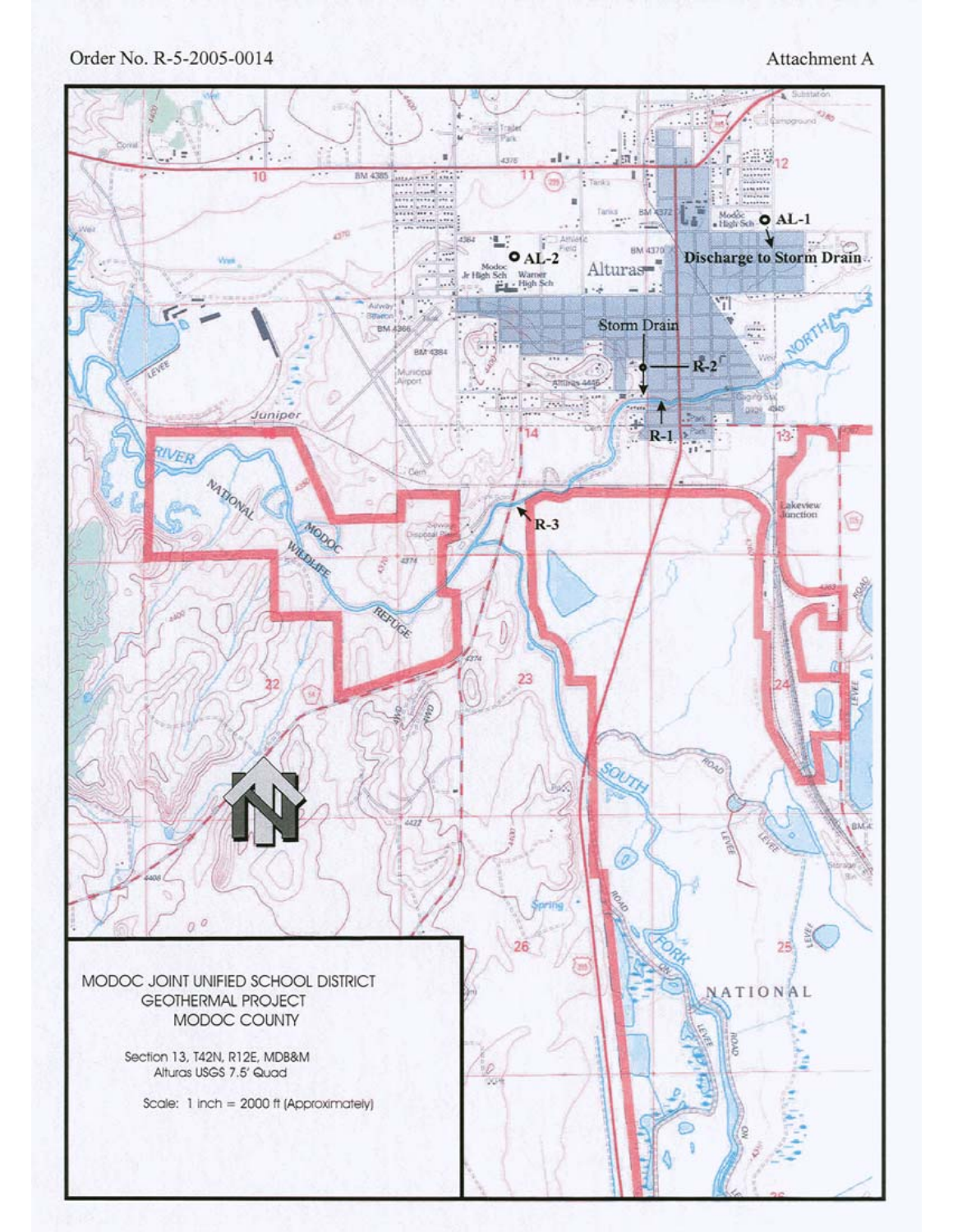Order No. R-5-2005-0014

Attachment A

AL-1

AL-2

Discharge to Storm Drain

Storm Drain

R-2

R-1

R-3

MODOC JOINT UNIFIED SCHOOL DISTRICT
GEOTHERMAL PROJECT
MODOC COUNTY

Section 13, T42N, R12E, MDB&M
Alturas USGS 7.5' Quad

Scale: 1 inch = 2000 ft (Approximately)